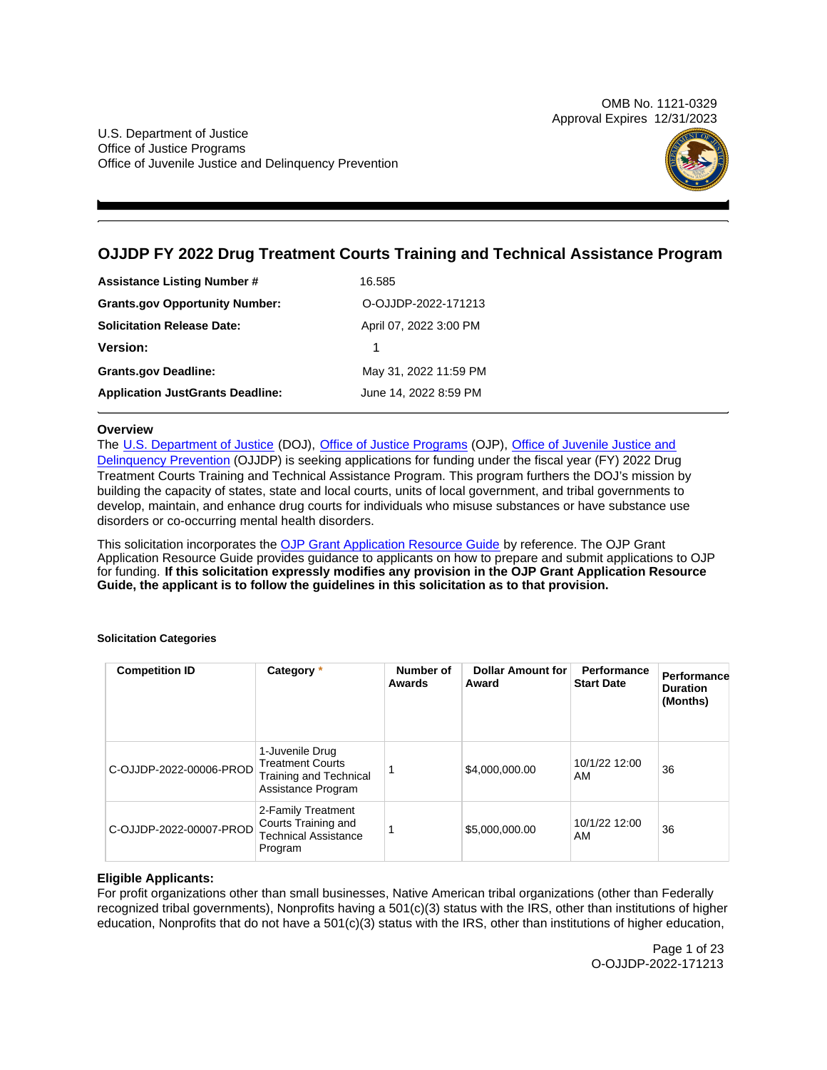OMB No. 1121-0329
Approval Expires 12/31/2023

U.S. Department of Justice
Office of Justice Programs
Office of Juvenile Justice and Delinquency Prevention

# OJJDP FY 2022 Drug Treatment Courts Training and Technical Assistance Program

| | |
|---|---|
| **Assistance Listing Number #** | 16.585 |
| **Grants.gov Opportunity Number:** | O-OJJDP-2022-171213 |
| **Solicitation Release Date:** | April 07, 2022 3:00 PM |
| **Version:** | 1 |
| **Grants.gov Deadline:** | May 31, 2022 11:59 PM |
| **Application JustGrants Deadline:** | June 14, 2022 8:59 PM |

## Overview

The U.S. Department of Justice (DOJ), Office of Justice Programs (OJP), Office of Juvenile Justice and Delinquency Prevention (OJJDP) is seeking applications for funding under the fiscal year (FY) 2022 Drug Treatment Courts Training and Technical Assistance Program. This program furthers the DOJ's mission by building the capacity of states, state and local courts, units of local government, and tribal governments to develop, maintain, and enhance drug courts for individuals who misuse substances or have substance use disorders or co-occurring mental health disorders.

This solicitation incorporates the OJP Grant Application Resource Guide by reference. The OJP Grant Application Resource Guide provides guidance to applicants on how to prepare and submit applications to OJP for funding. **If this solicitation expressly modifies any provision in the OJP Grant Application Resource Guide, the applicant is to follow the guidelines in this solicitation as to that provision.**

**Solicitation Categories**

| Competition ID | Category * | Number of Awards | Dollar Amount for Award | Performance Start Date | Performance Duration (Months) |
|---|---|---|---|---|---|
| C-OJJDP-2022-00006-PROD | 1-Juvenile Drug Treatment Courts Training and Technical Assistance Program | 1 | $4,000,000.00 | 10/1/22 12:00 AM | 36 |
| C-OJJDP-2022-00007-PROD | 2-Family Treatment Courts Training and Technical Assistance Program | 1 | $5,000,000.00 | 10/1/22 12:00 AM | 36 |

**Eligible Applicants:**

For profit organizations other than small businesses, Native American tribal organizations (other than Federally recognized tribal governments), Nonprofits having a 501(c)(3) status with the IRS, other than institutions of higher education, Nonprofits that do not have a 501(c)(3) status with the IRS, other than institutions of higher education,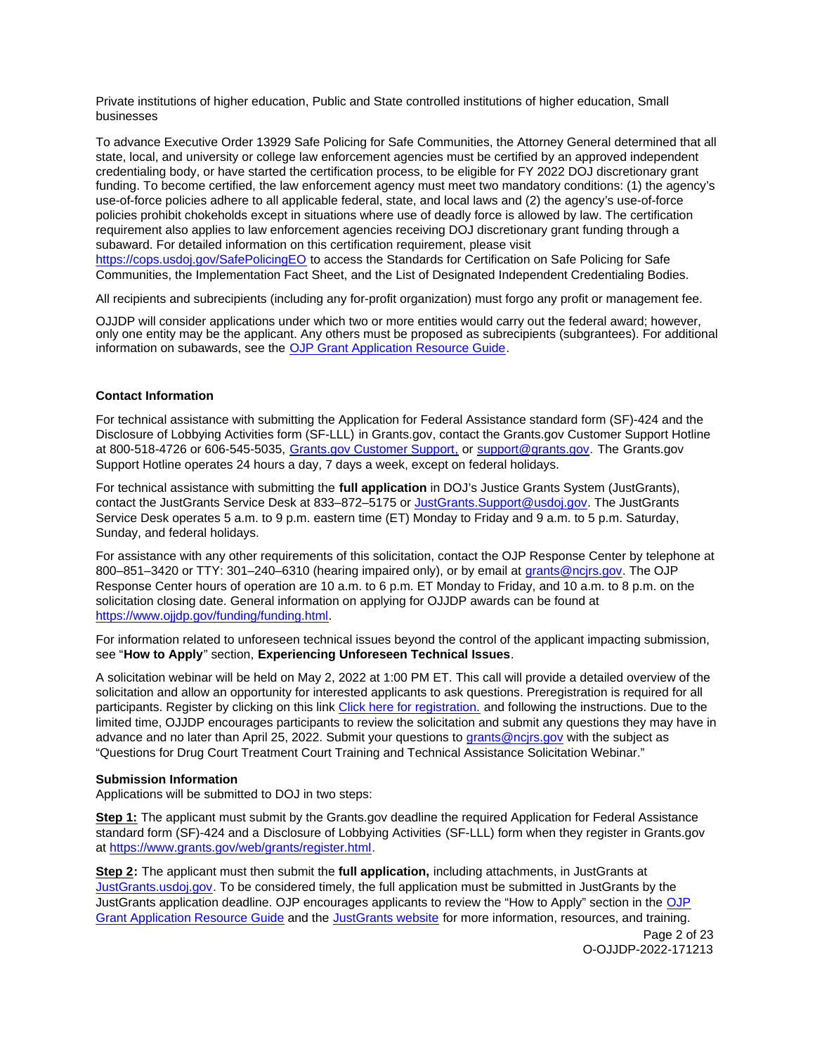Private institutions of higher education, Public and State controlled institutions of higher education, Small businesses

To advance Executive Order 13929 Safe Policing for Safe Communities, the Attorney General determined that all state, local, and university or college law enforcement agencies must be certified by an approved independent credentialing body, or have started the certification process, to be eligible for FY 2022 DOJ discretionary grant funding. To become certified, the law enforcement agency must meet two mandatory conditions: (1) the agency's use-of-force policies adhere to all applicable federal, state, and local laws and (2) the agency's use-of-force policies prohibit chokeholds except in situations where use of deadly force is allowed by law. The certification requirement also applies to law enforcement agencies receiving DOJ discretionary grant funding through a subaward. For detailed information on this certification requirement, please visit https://cops.usdoj.gov/SafePolicingEO to access the Standards for Certification on Safe Policing for Safe Communities, the Implementation Fact Sheet, and the List of Designated Independent Credentialing Bodies.

All recipients and subrecipients (including any for-profit organization) must forgo any profit or management fee.

OJJDP will consider applications under which two or more entities would carry out the federal award; however, only one entity may be the applicant. Any others must be proposed as subrecipients (subgrantees). For additional information on subawards, see the OJP Grant Application Resource Guide.

**Contact Information**

For technical assistance with submitting the Application for Federal Assistance standard form (SF)-424 and the Disclosure of Lobbying Activities form (SF-LLL) in Grants.gov, contact the Grants.gov Customer Support Hotline at 800-518-4726 or 606-545-5035, Grants.gov Customer Support, or support@grants.gov. The Grants.gov Support Hotline operates 24 hours a day, 7 days a week, except on federal holidays.

For technical assistance with submitting the **full application** in DOJ's Justice Grants System (JustGrants), contact the JustGrants Service Desk at 833–872–5175 or JustGrants.Support@usdoj.gov. The JustGrants Service Desk operates 5 a.m. to 9 p.m. eastern time (ET) Monday to Friday and 9 a.m. to 5 p.m. Saturday, Sunday, and federal holidays.

For assistance with any other requirements of this solicitation, contact the OJP Response Center by telephone at 800–851–3420 or TTY: 301–240–6310 (hearing impaired only), or by email at grants@ncjrs.gov. The OJP Response Center hours of operation are 10 a.m. to 6 p.m. ET Monday to Friday, and 10 a.m. to 8 p.m. on the solicitation closing date. General information on applying for OJJDP awards can be found at https://www.ojjdp.gov/funding/funding.html.

For information related to unforeseen technical issues beyond the control of the applicant impacting submission, see "**How to Apply**" section, **Experiencing Unforeseen Technical Issues**.

A solicitation webinar will be held on May 2, 2022 at 1:00 PM ET. This call will provide a detailed overview of the solicitation and allow an opportunity for interested applicants to ask questions. Preregistration is required for all participants. Register by clicking on this link Click here for registration. and following the instructions. Due to the limited time, OJJDP encourages participants to review the solicitation and submit any questions they may have in advance and no later than April 25, 2022. Submit your questions to grants@ncjrs.gov with the subject as "Questions for Drug Court Treatment Court Training and Technical Assistance Solicitation Webinar."

**Submission Information**

Applications will be submitted to DOJ in two steps:

**Step 1:** The applicant must submit by the Grants.gov deadline the required Application for Federal Assistance standard form (SF)-424 and a Disclosure of Lobbying Activities (SF-LLL) form when they register in Grants.gov at https://www.grants.gov/web/grants/register.html.

**Step 2:** The applicant must then submit the **full application,** including attachments, in JustGrants at JustGrants.usdoj.gov. To be considered timely, the full application must be submitted in JustGrants by the JustGrants application deadline. OJP encourages applicants to review the "How to Apply" section in the OJP Grant Application Resource Guide and the JustGrants website for more information, resources, and training.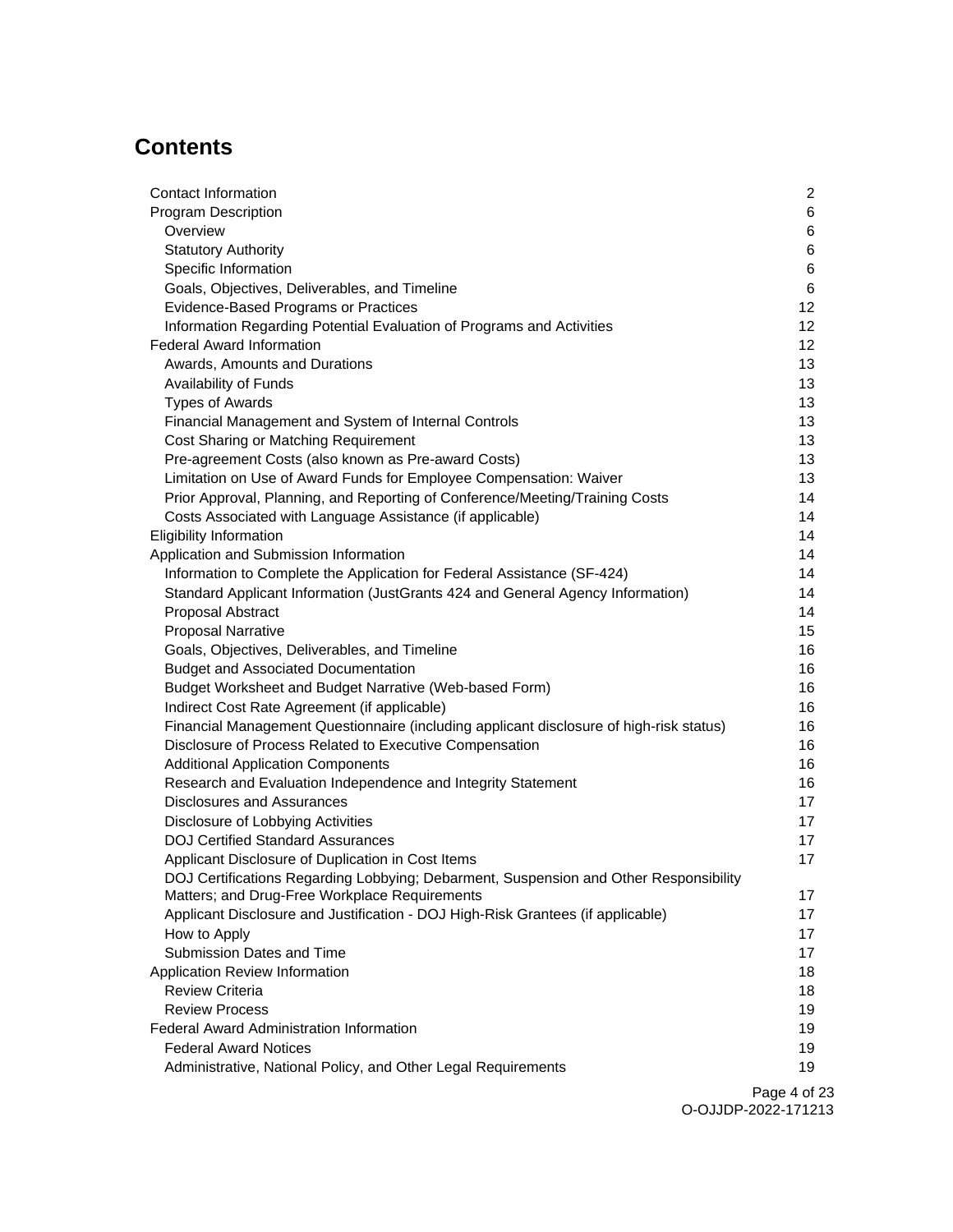## Contents

| | |
|---|---|
| Contact Information | 2 |
| Program Description | 6 |
| Overview | 6 |
| Statutory Authority | 6 |
| Specific Information | 6 |
| Goals, Objectives, Deliverables, and Timeline | 6 |
| Evidence-Based Programs or Practices | 12 |
| Information Regarding Potential Evaluation of Programs and Activities | 12 |
| Federal Award Information | 12 |
| Awards, Amounts and Durations | 13 |
| Availability of Funds | 13 |
| Types of Awards | 13 |
| Financial Management and System of Internal Controls | 13 |
| Cost Sharing or Matching Requirement | 13 |
| Pre-agreement Costs (also known as Pre-award Costs) | 13 |
| Limitation on Use of Award Funds for Employee Compensation: Waiver | 13 |
| Prior Approval, Planning, and Reporting of Conference/Meeting/Training Costs | 14 |
| Costs Associated with Language Assistance (if applicable) | 14 |
| Eligibility Information | 14 |
| Application and Submission Information | 14 |
| Information to Complete the Application for Federal Assistance (SF-424) | 14 |
| Standard Applicant Information (JustGrants 424 and General Agency Information) | 14 |
| Proposal Abstract | 14 |
| Proposal Narrative | 15 |
| Goals, Objectives, Deliverables, and Timeline | 16 |
| Budget and Associated Documentation | 16 |
| Budget Worksheet and Budget Narrative (Web-based Form) | 16 |
| Indirect Cost Rate Agreement (if applicable) | 16 |
| Financial Management Questionnaire (including applicant disclosure of high-risk status) | 16 |
| Disclosure of Process Related to Executive Compensation | 16 |
| Additional Application Components | 16 |
| Research and Evaluation Independence and Integrity Statement | 16 |
| Disclosures and Assurances | 17 |
| Disclosure of Lobbying Activities | 17 |
| DOJ Certified Standard Assurances | 17 |
| Applicant Disclosure of Duplication in Cost Items | 17 |
| DOJ Certifications Regarding Lobbying; Debarment, Suspension and Other Responsibility Matters; and Drug-Free Workplace Requirements | 17 |
| Applicant Disclosure and Justification - DOJ High-Risk Grantees (if applicable) | 17 |
| How to Apply | 17 |
| Submission Dates and Time | 17 |
| Application Review Information | 18 |
| Review Criteria | 18 |
| Review Process | 19 |
| Federal Award Administration Information | 19 |
| Federal Award Notices | 19 |
| Administrative, National Policy, and Other Legal Requirements | 19 |

O-OJJDP-2022-171213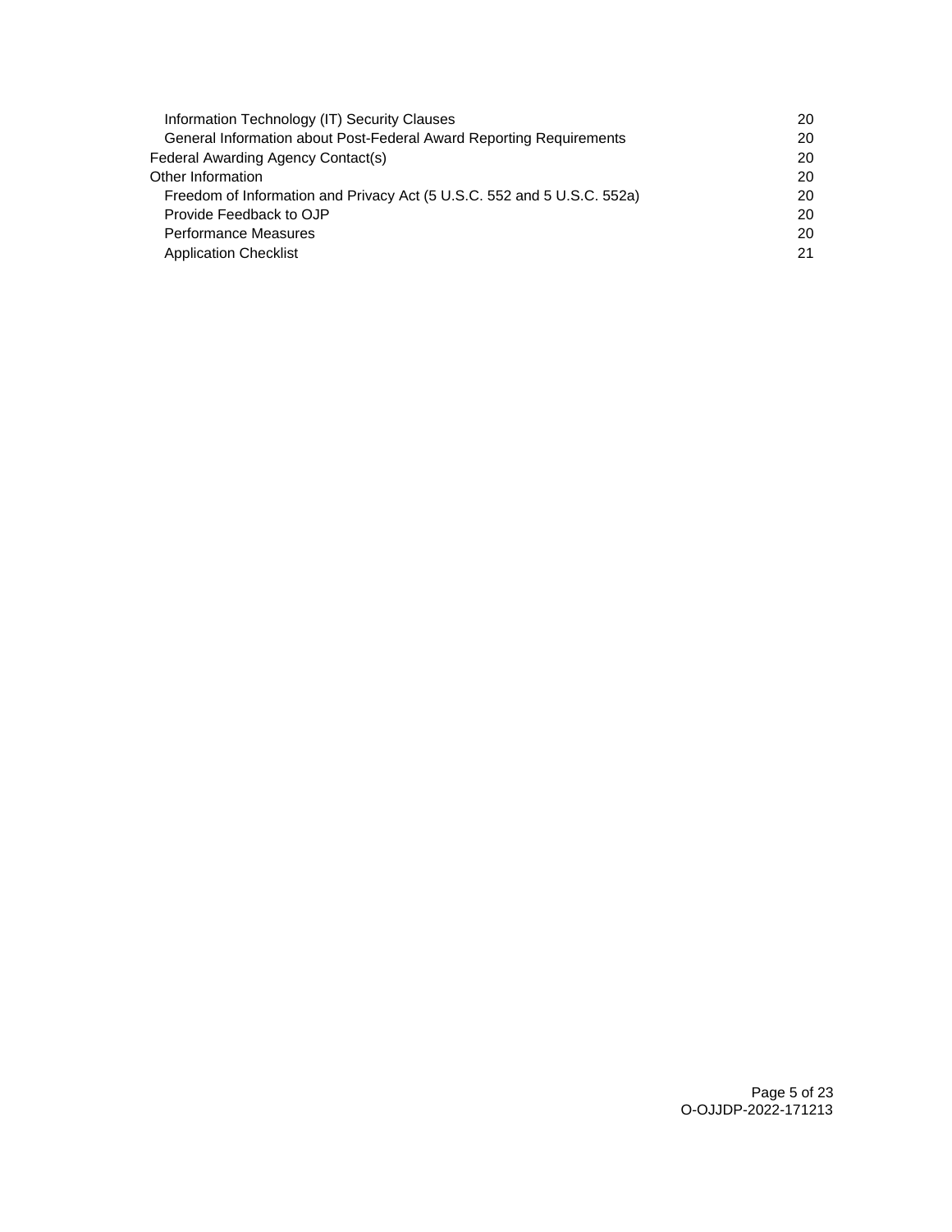- Information Technology (IT) Security Clauses 20
- General Information about Post-Federal Award Reporting Requirements 20

Federal Awarding Agency Contact(s) 20

Other Information 20

- Freedom of Information and Privacy Act (5 U.S.C. 552 and 5 U.S.C. 552a) 20
- Provide Feedback to OJP 20
- Performance Measures 20
- Application Checklist 21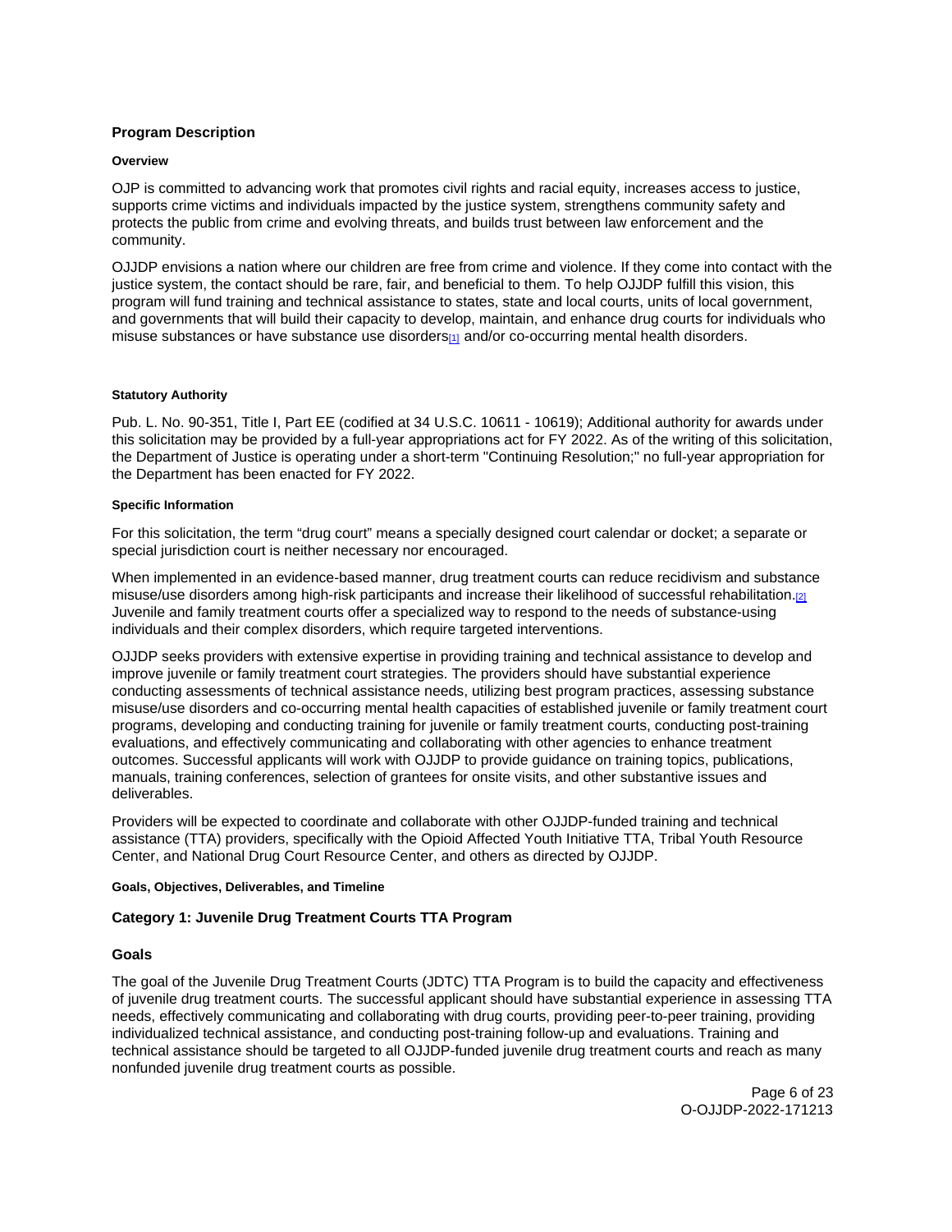## Program Description

### Overview

OJP is committed to advancing work that promotes civil rights and racial equity, increases access to justice, supports crime victims and individuals impacted by the justice system, strengthens community safety and protects the public from crime and evolving threats, and builds trust between law enforcement and the community.

OJJDP envisions a nation where our children are free from crime and violence. If they come into contact with the justice system, the contact should be rare, fair, and beneficial to them. To help OJJDP fulfill this vision, this program will fund training and technical assistance to states, state and local courts, units of local government, and governments that will build their capacity to develop, maintain, and enhance drug courts for individuals who misuse substances or have substance use disorders[1] and/or co-occurring mental health disorders.

### Statutory Authority

Pub. L. No. 90-351, Title I, Part EE (codified at 34 U.S.C. 10611 - 10619); Additional authority for awards under this solicitation may be provided by a full-year appropriations act for FY 2022. As of the writing of this solicitation, the Department of Justice is operating under a short-term "Continuing Resolution;" no full-year appropriation for the Department has been enacted for FY 2022.

### Specific Information

For this solicitation, the term “drug court” means a specially designed court calendar or docket; a separate or special jurisdiction court is neither necessary nor encouraged.

When implemented in an evidence-based manner, drug treatment courts can reduce recidivism and substance misuse/use disorders among high-risk participants and increase their likelihood of successful rehabilitation.[2] Juvenile and family treatment courts offer a specialized way to respond to the needs of substance-using individuals and their complex disorders, which require targeted interventions.

OJJDP seeks providers with extensive expertise in providing training and technical assistance to develop and improve juvenile or family treatment court strategies. The providers should have substantial experience conducting assessments of technical assistance needs, utilizing best program practices, assessing substance misuse/use disorders and co-occurring mental health capacities of established juvenile or family treatment court programs, developing and conducting training for juvenile or family treatment courts, conducting post-training evaluations, and effectively communicating and collaborating with other agencies to enhance treatment outcomes. Successful applicants will work with OJJDP to provide guidance on training topics, publications, manuals, training conferences, selection of grantees for onsite visits, and other substantive issues and deliverables.

Providers will be expected to coordinate and collaborate with other OJJDP-funded training and technical assistance (TTA) providers, specifically with the Opioid Affected Youth Initiative TTA, Tribal Youth Resource Center, and National Drug Court Resource Center, and others as directed by OJJDP.

### Goals, Objectives, Deliverables, and Timeline

### Category 1: Juvenile Drug Treatment Courts TTA Program

### Goals

The goal of the Juvenile Drug Treatment Courts (JDTC) TTA Program is to build the capacity and effectiveness of juvenile drug treatment courts. The successful applicant should have substantial experience in assessing TTA needs, effectively communicating and collaborating with drug courts, providing peer-to-peer training, providing individualized technical assistance, and conducting post-training follow-up and evaluations. Training and technical assistance should be targeted to all OJJDP-funded juvenile drug treatment courts and reach as many nonfunded juvenile drug treatment courts as possible.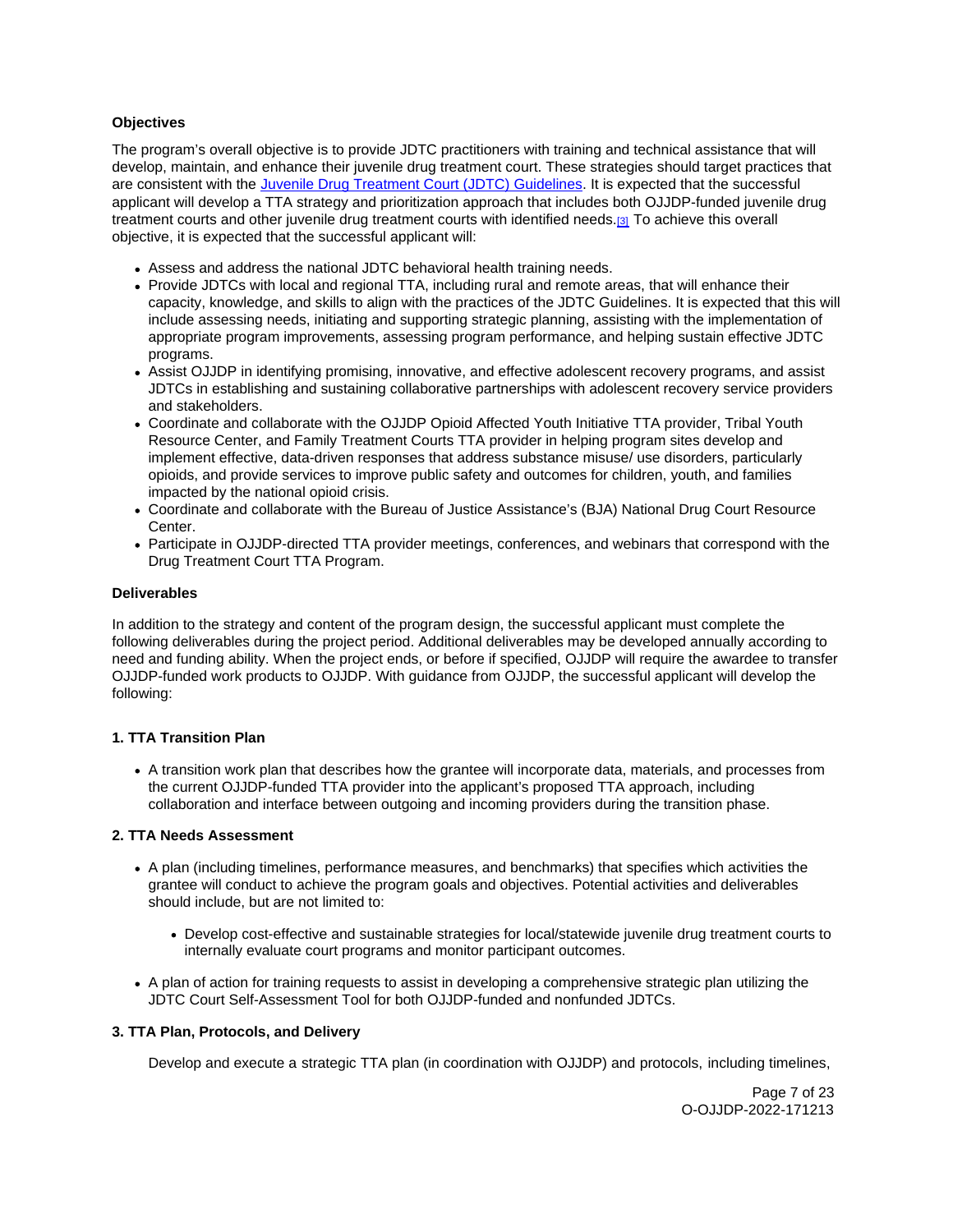### Objectives

The program's overall objective is to provide JDTC practitioners with training and technical assistance that will develop, maintain, and enhance their juvenile drug treatment court. These strategies should target practices that are consistent with the Juvenile Drug Treatment Court (JDTC) Guidelines. It is expected that the successful applicant will develop a TTA strategy and prioritization approach that includes both OJJDP-funded juvenile drug treatment courts and other juvenile drug treatment courts with identified needs.[3] To achieve this overall objective, it is expected that the successful applicant will:

- Assess and address the national JDTC behavioral health training needs.
- Provide JDTCs with local and regional TTA, including rural and remote areas, that will enhance their capacity, knowledge, and skills to align with the practices of the JDTC Guidelines. It is expected that this will include assessing needs, initiating and supporting strategic planning, assisting with the implementation of appropriate program improvements, assessing program performance, and helping sustain effective JDTC programs.
- Assist OJJDP in identifying promising, innovative, and effective adolescent recovery programs, and assist JDTCs in establishing and sustaining collaborative partnerships with adolescent recovery service providers and stakeholders.
- Coordinate and collaborate with the OJJDP Opioid Affected Youth Initiative TTA provider, Tribal Youth Resource Center, and Family Treatment Courts TTA provider in helping program sites develop and implement effective, data-driven responses that address substance misuse/ use disorders, particularly opioids, and provide services to improve public safety and outcomes for children, youth, and families impacted by the national opioid crisis.
- Coordinate and collaborate with the Bureau of Justice Assistance's (BJA) National Drug Court Resource Center.
- Participate in OJJDP-directed TTA provider meetings, conferences, and webinars that correspond with the Drug Treatment Court TTA Program.

### Deliverables

In addition to the strategy and content of the program design, the successful applicant must complete the following deliverables during the project period. Additional deliverables may be developed annually according to need and funding ability. When the project ends, or before if specified, OJJDP will require the awardee to transfer OJJDP-funded work products to OJJDP. With guidance from OJJDP, the successful applicant will develop the following:

#### 1. TTA Transition Plan

- A transition work plan that describes how the grantee will incorporate data, materials, and processes from the current OJJDP-funded TTA provider into the applicant's proposed TTA approach, including collaboration and interface between outgoing and incoming providers during the transition phase.

#### 2. TTA Needs Assessment

- A plan (including timelines, performance measures, and benchmarks) that specifies which activities the grantee will conduct to achieve the program goals and objectives. Potential activities and deliverables should include, but are not limited to:
  - Develop cost-effective and sustainable strategies for local/statewide juvenile drug treatment courts to internally evaluate court programs and monitor participant outcomes.
- A plan of action for training requests to assist in developing a comprehensive strategic plan utilizing the JDTC Court Self-Assessment Tool for both OJJDP-funded and nonfunded JDTCs.

#### 3. TTA Plan, Protocols, and Delivery

Develop and execute a strategic TTA plan (in coordination with OJJDP) and protocols, including timelines,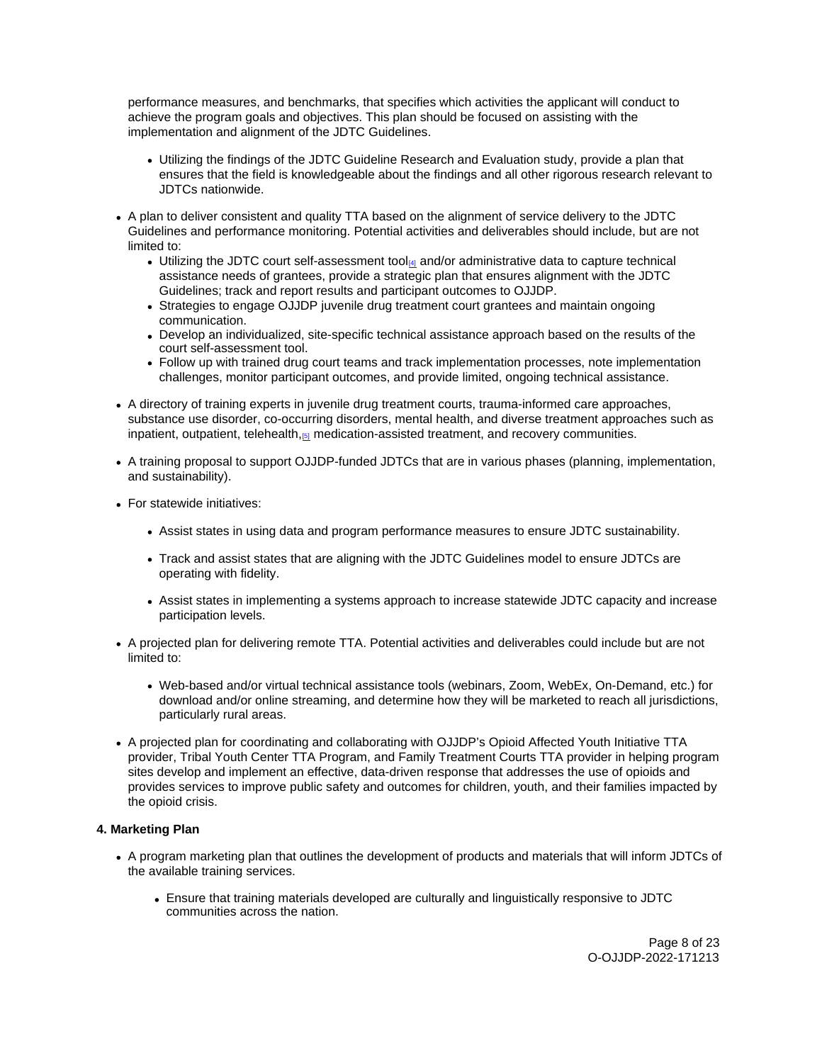performance measures, and benchmarks, that specifies which activities the applicant will conduct to achieve the program goals and objectives. This plan should be focused on assisting with the implementation and alignment of the JDTC Guidelines.

  - Utilizing the findings of the JDTC Guideline Research and Evaluation study, provide a plan that ensures that the field is knowledgeable about the findings and all other rigorous research relevant to JDTCs nationwide.

- A plan to deliver consistent and quality TTA based on the alignment of service delivery to the JDTC Guidelines and performance monitoring. Potential activities and deliverables should include, but are not limited to:
  - Utilizing the JDTC court self-assessment tool[4] and/or administrative data to capture technical assistance needs of grantees, provide a strategic plan that ensures alignment with the JDTC Guidelines; track and report results and participant outcomes to OJJDP.
  - Strategies to engage OJJDP juvenile drug treatment court grantees and maintain ongoing communication.
  - Develop an individualized, site-specific technical assistance approach based on the results of the court self-assessment tool.
  - Follow up with trained drug court teams and track implementation processes, note implementation challenges, monitor participant outcomes, and provide limited, ongoing technical assistance.

- A directory of training experts in juvenile drug treatment courts, trauma-informed care approaches, substance use disorder, co-occurring disorders, mental health, and diverse treatment approaches such as inpatient, outpatient, telehealth,[5] medication-assisted treatment, and recovery communities.

- A training proposal to support OJJDP-funded JDTCs that are in various phases (planning, implementation, and sustainability).

- For statewide initiatives:

  - Assist states in using data and program performance measures to ensure JDTC sustainability.

  - Track and assist states that are aligning with the JDTC Guidelines model to ensure JDTCs are operating with fidelity.

  - Assist states in implementing a systems approach to increase statewide JDTC capacity and increase participation levels.

- A projected plan for delivering remote TTA. Potential activities and deliverables could include but are not limited to:

  - Web-based and/or virtual technical assistance tools (webinars, Zoom, WebEx, On-Demand, etc.) for download and/or online streaming, and determine how they will be marketed to reach all jurisdictions, particularly rural areas.

- A projected plan for coordinating and collaborating with OJJDP's Opioid Affected Youth Initiative TTA provider, Tribal Youth Center TTA Program, and Family Treatment Courts TTA provider in helping program sites develop and implement an effective, data-driven response that addresses the use of opioids and provides services to improve public safety and outcomes for children, youth, and their families impacted by the opioid crisis.

**4. Marketing Plan**

- A program marketing plan that outlines the development of products and materials that will inform JDTCs of the available training services.

  - Ensure that training materials developed are culturally and linguistically responsive to JDTC communities across the nation.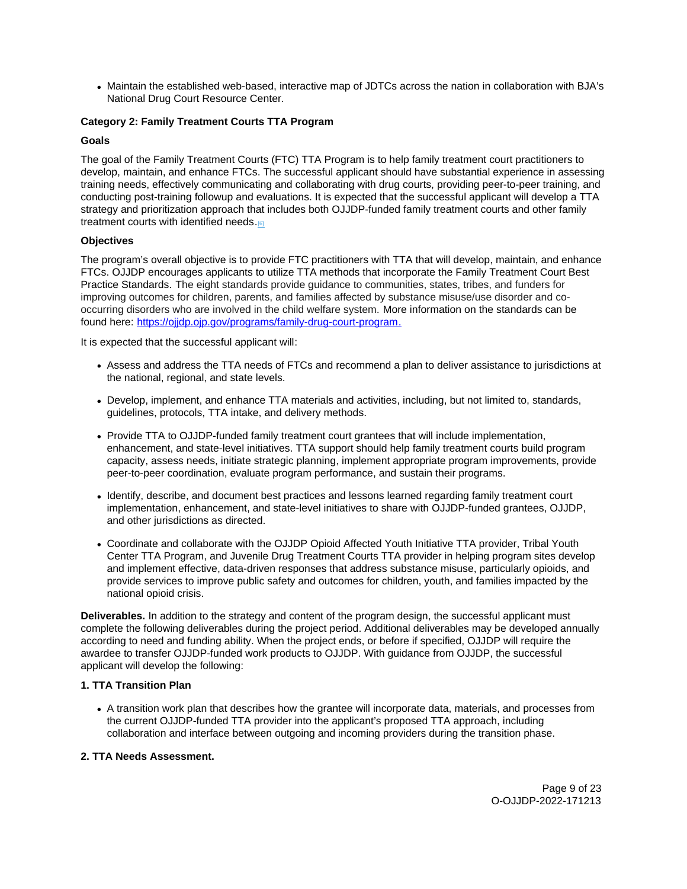- Maintain the established web-based, interactive map of JDTCs across the nation in collaboration with BJA's National Drug Court Resource Center.

**Category 2: Family Treatment Courts TTA Program**

**Goals**

The goal of the Family Treatment Courts (FTC) TTA Program is to help family treatment court practitioners to develop, maintain, and enhance FTCs. The successful applicant should have substantial experience in assessing training needs, effectively communicating and collaborating with drug courts, providing peer-to-peer training, and conducting post-training followup and evaluations. It is expected that the successful applicant will develop a TTA strategy and prioritization approach that includes both OJJDP-funded family treatment courts and other family treatment courts with identified needs.[6]

**Objectives**

The program's overall objective is to provide FTC practitioners with TTA that will develop, maintain, and enhance FTCs. OJJDP encourages applicants to utilize TTA methods that incorporate the Family Treatment Court Best Practice Standards. The eight standards provide guidance to communities, states, tribes, and funders for improving outcomes for children, parents, and families affected by substance misuse/use disorder and co-occurring disorders who are involved in the child welfare system. More information on the standards can be found here: https://ojjdp.ojp.gov/programs/family-drug-court-program.

It is expected that the successful applicant will:

- Assess and address the TTA needs of FTCs and recommend a plan to deliver assistance to jurisdictions at the national, regional, and state levels.
- Develop, implement, and enhance TTA materials and activities, including, but not limited to, standards, guidelines, protocols, TTA intake, and delivery methods.
- Provide TTA to OJJDP-funded family treatment court grantees that will include implementation, enhancement, and state-level initiatives. TTA support should help family treatment courts build program capacity, assess needs, initiate strategic planning, implement appropriate program improvements, provide peer-to-peer coordination, evaluate program performance, and sustain their programs.
- Identify, describe, and document best practices and lessons learned regarding family treatment court implementation, enhancement, and state-level initiatives to share with OJJDP-funded grantees, OJJDP, and other jurisdictions as directed.
- Coordinate and collaborate with the OJJDP Opioid Affected Youth Initiative TTA provider, Tribal Youth Center TTA Program, and Juvenile Drug Treatment Courts TTA provider in helping program sites develop and implement effective, data-driven responses that address substance misuse, particularly opioids, and provide services to improve public safety and outcomes for children, youth, and families impacted by the national opioid crisis.

**Deliverables.** In addition to the strategy and content of the program design, the successful applicant must complete the following deliverables during the project period. Additional deliverables may be developed annually according to need and funding ability. When the project ends, or before if specified, OJJDP will require the awardee to transfer OJJDP-funded work products to OJJDP. With guidance from OJJDP, the successful applicant will develop the following:

**1. TTA Transition Plan**

- A transition work plan that describes how the grantee will incorporate data, materials, and processes from the current OJJDP-funded TTA provider into the applicant's proposed TTA approach, including collaboration and interface between outgoing and incoming providers during the transition phase.

**2. TTA Needs Assessment.**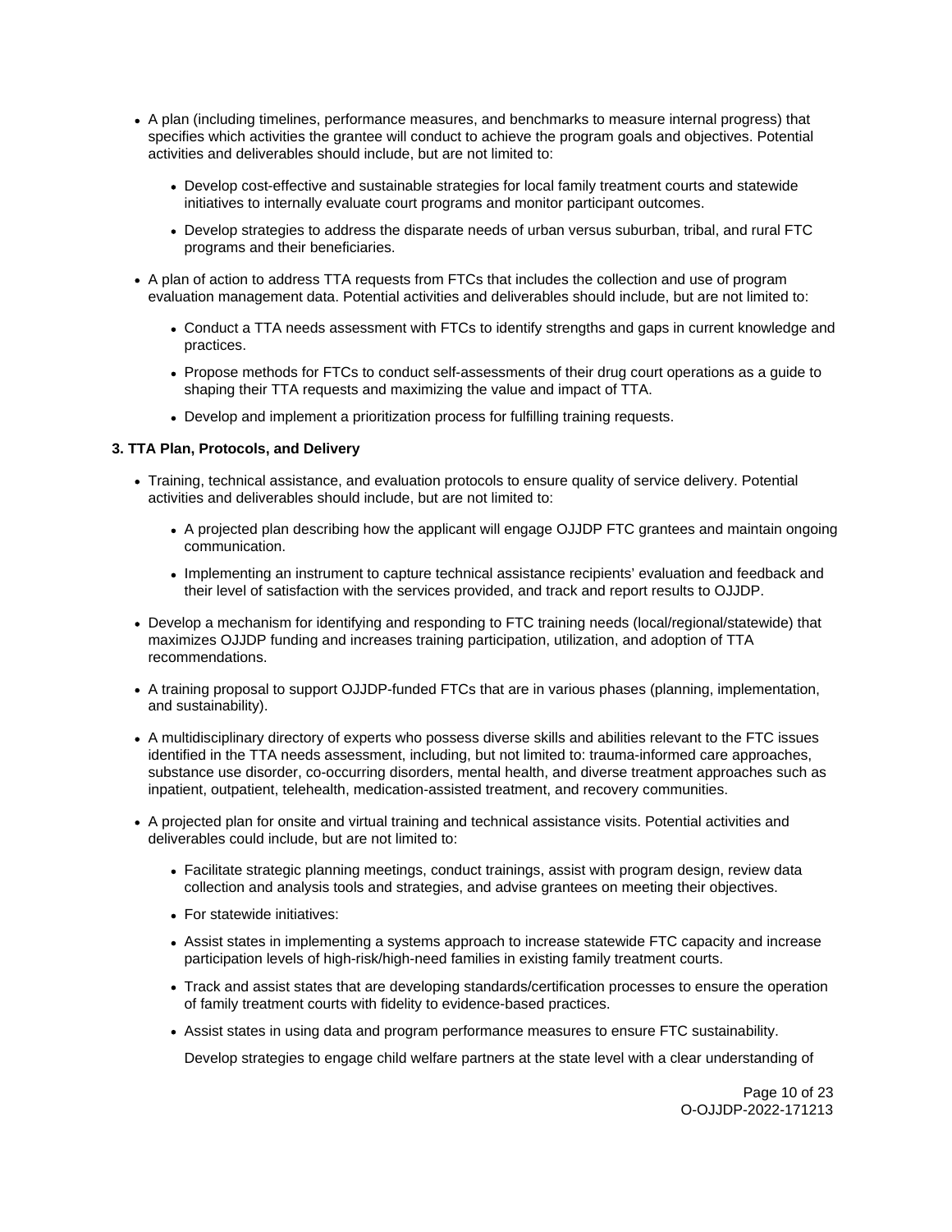- A plan (including timelines, performance measures, and benchmarks to measure internal progress) that specifies which activities the grantee will conduct to achieve the program goals and objectives. Potential activities and deliverables should include, but are not limited to:
  - Develop cost-effective and sustainable strategies for local family treatment courts and statewide initiatives to internally evaluate court programs and monitor participant outcomes.
  - Develop strategies to address the disparate needs of urban versus suburban, tribal, and rural FTC programs and their beneficiaries.
- A plan of action to address TTA requests from FTCs that includes the collection and use of program evaluation management data. Potential activities and deliverables should include, but are not limited to:
  - Conduct a TTA needs assessment with FTCs to identify strengths and gaps in current knowledge and practices.
  - Propose methods for FTCs to conduct self-assessments of their drug court operations as a guide to shaping their TTA requests and maximizing the value and impact of TTA.
  - Develop and implement a prioritization process for fulfilling training requests.

**3. TTA Plan, Protocols, and Delivery**

- Training, technical assistance, and evaluation protocols to ensure quality of service delivery. Potential activities and deliverables should include, but are not limited to:
  - A projected plan describing how the applicant will engage OJJDP FTC grantees and maintain ongoing communication.
  - Implementing an instrument to capture technical assistance recipients' evaluation and feedback and their level of satisfaction with the services provided, and track and report results to OJJDP.
- Develop a mechanism for identifying and responding to FTC training needs (local/regional/statewide) that maximizes OJJDP funding and increases training participation, utilization, and adoption of TTA recommendations.
- A training proposal to support OJJDP-funded FTCs that are in various phases (planning, implementation, and sustainability).
- A multidisciplinary directory of experts who possess diverse skills and abilities relevant to the FTC issues identified in the TTA needs assessment, including, but not limited to: trauma-informed care approaches, substance use disorder, co-occurring disorders, mental health, and diverse treatment approaches such as inpatient, outpatient, telehealth, medication-assisted treatment, and recovery communities.
- A projected plan for onsite and virtual training and technical assistance visits. Potential activities and deliverables could include, but are not limited to:
  - Facilitate strategic planning meetings, conduct trainings, assist with program design, review data collection and analysis tools and strategies, and advise grantees on meeting their objectives.
  - For statewide initiatives:
  - Assist states in implementing a systems approach to increase statewide FTC capacity and increase participation levels of high-risk/high-need families in existing family treatment courts.
  - Track and assist states that are developing standards/certification processes to ensure the operation of family treatment courts with fidelity to evidence-based practices.
  - Assist states in using data and program performance measures to ensure FTC sustainability.

    Develop strategies to engage child welfare partners at the state level with a clear understanding of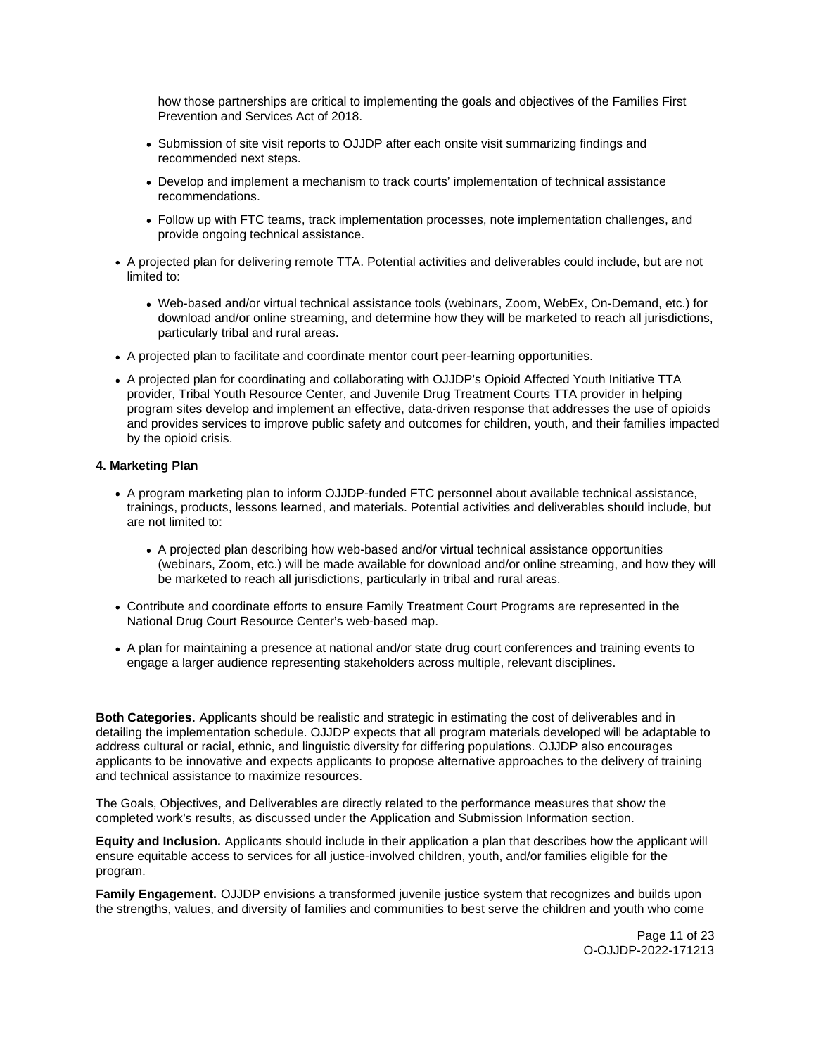how those partnerships are critical to implementing the goals and objectives of the Families First Prevention and Services Act of 2018.

- Submission of site visit reports to OJJDP after each onsite visit summarizing findings and recommended next steps.
- Develop and implement a mechanism to track courts' implementation of technical assistance recommendations.
- Follow up with FTC teams, track implementation processes, note implementation challenges, and provide ongoing technical assistance.

- A projected plan for delivering remote TTA. Potential activities and deliverables could include, but are not limited to:
  - Web-based and/or virtual technical assistance tools (webinars, Zoom, WebEx, On-Demand, etc.) for download and/or online streaming, and determine how they will be marketed to reach all jurisdictions, particularly tribal and rural areas.
- A projected plan to facilitate and coordinate mentor court peer-learning opportunities.
- A projected plan for coordinating and collaborating with OJJDP's Opioid Affected Youth Initiative TTA provider, Tribal Youth Resource Center, and Juvenile Drug Treatment Courts TTA provider in helping program sites develop and implement an effective, data-driven response that addresses the use of opioids and provides services to improve public safety and outcomes for children, youth, and their families impacted by the opioid crisis.

**4. Marketing Plan**

- A program marketing plan to inform OJJDP-funded FTC personnel about available technical assistance, trainings, products, lessons learned, and materials. Potential activities and deliverables should include, but are not limited to:
  - A projected plan describing how web-based and/or virtual technical assistance opportunities (webinars, Zoom, etc.) will be made available for download and/or online streaming, and how they will be marketed to reach all jurisdictions, particularly in tribal and rural areas.
- Contribute and coordinate efforts to ensure Family Treatment Court Programs are represented in the National Drug Court Resource Center's web-based map.
- A plan for maintaining a presence at national and/or state drug court conferences and training events to engage a larger audience representing stakeholders across multiple, relevant disciplines.

**Both Categories.** Applicants should be realistic and strategic in estimating the cost of deliverables and in detailing the implementation schedule. OJJDP expects that all program materials developed will be adaptable to address cultural or racial, ethnic, and linguistic diversity for differing populations. OJJDP also encourages applicants to be innovative and expects applicants to propose alternative approaches to the delivery of training and technical assistance to maximize resources.

The Goals, Objectives, and Deliverables are directly related to the performance measures that show the completed work's results, as discussed under the Application and Submission Information section.

**Equity and Inclusion.** Applicants should include in their application a plan that describes how the applicant will ensure equitable access to services for all justice-involved children, youth, and/or families eligible for the program.

**Family Engagement.** OJJDP envisions a transformed juvenile justice system that recognizes and builds upon the strengths, values, and diversity of families and communities to best serve the children and youth who come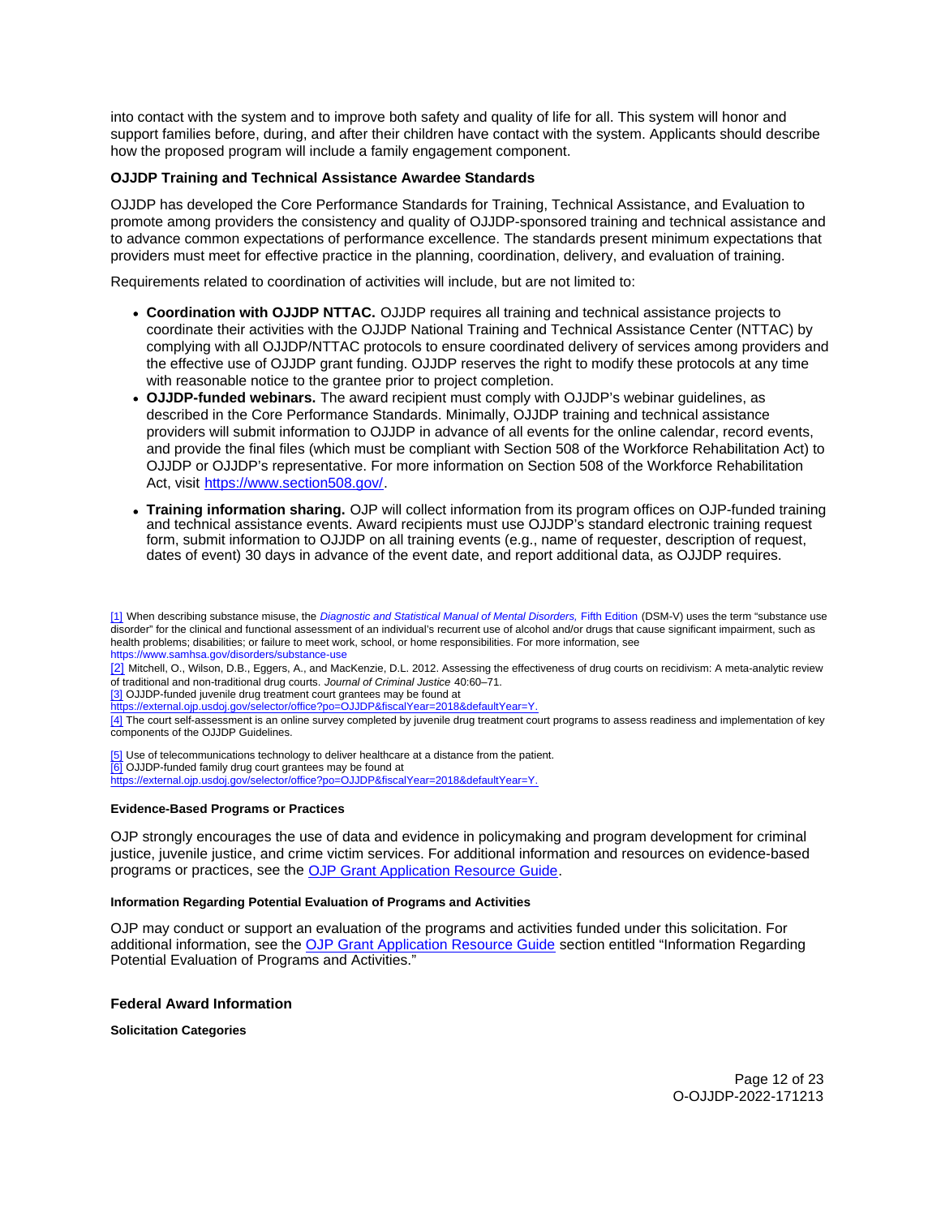into contact with the system and to improve both safety and quality of life for all. This system will honor and support families before, during, and after their children have contact with the system. Applicants should describe how the proposed program will include a family engagement component.

**OJJDP Training and Technical Assistance Awardee Standards**

OJJDP has developed the Core Performance Standards for Training, Technical Assistance, and Evaluation to promote among providers the consistency and quality of OJJDP-sponsored training and technical assistance and to advance common expectations of performance excellence. The standards present minimum expectations that providers must meet for effective practice in the planning, coordination, delivery, and evaluation of training.

Requirements related to coordination of activities will include, but are not limited to:

- **Coordination with OJJDP NTTAC.** OJJDP requires all training and technical assistance projects to coordinate their activities with the OJJDP National Training and Technical Assistance Center (NTTAC) by complying with all OJJDP/NTTAC protocols to ensure coordinated delivery of services among providers and the effective use of OJJDP grant funding. OJJDP reserves the right to modify these protocols at any time with reasonable notice to the grantee prior to project completion.
- **OJJDP-funded webinars.** The award recipient must comply with OJJDP's webinar guidelines, as described in the Core Performance Standards. Minimally, OJJDP training and technical assistance providers will submit information to OJJDP in advance of all events for the online calendar, record events, and provide the final files (which must be compliant with Section 508 of the Workforce Rehabilitation Act) to OJJDP or OJJDP's representative. For more information on Section 508 of the Workforce Rehabilitation Act, visit [https://www.section508.gov/](https://www.section508.gov/).
- **Training information sharing.** OJP will collect information from its program offices on OJP-funded training and technical assistance events. Award recipients must use OJJDP's standard electronic training request form, submit information to OJJDP on all training events (e.g., name of requester, description of request, dates of event) 30 days in advance of the event date, and report additional data, as OJJDP requires.

[1] When describing substance misuse, the *Diagnostic and Statistical Manual of Mental Disorders,* Fifth Edition (DSM-V) uses the term "substance use disorder" for the clinical and functional assessment of an individual's recurrent use of alcohol and/or drugs that cause significant impairment, such as health problems; disabilities; or failure to meet work, school, or home responsibilities. For more information, see https://www.samhsa.gov/disorders/substance-use

[2] Mitchell, O., Wilson, D.B., Eggers, A., and MacKenzie, D.L. 2012. Assessing the effectiveness of drug courts on recidivism: A meta-analytic review of traditional and non-traditional drug courts. *Journal of Criminal Justice* 40:60–71.

[3] OJJDP-funded juvenile drug treatment court grantees may be found at https://external.ojp.usdoj.gov/selector/office?po=OJJDP&fiscalYear=2018&defaultYear=Y.

[4] The court self-assessment is an online survey completed by juvenile drug treatment court programs to assess readiness and implementation of key components of the OJJDP Guidelines.

[5] Use of telecommunications technology to deliver healthcare at a distance from the patient.

[6] OJJDP-funded family drug court grantees may be found at https://external.ojp.usdoj.gov/selector/office?po=OJJDP&fiscalYear=2018&defaultYear=Y.

#### Evidence-Based Programs or Practices

OJP strongly encourages the use of data and evidence in policymaking and program development for criminal justice, juvenile justice, and crime victim services. For additional information and resources on evidence-based programs or practices, see the OJP Grant Application Resource Guide.

#### Information Regarding Potential Evaluation of Programs and Activities

OJP may conduct or support an evaluation of the programs and activities funded under this solicitation. For additional information, see the OJP Grant Application Resource Guide section entitled "Information Regarding Potential Evaluation of Programs and Activities."

### Federal Award Information

#### Solicitation Categories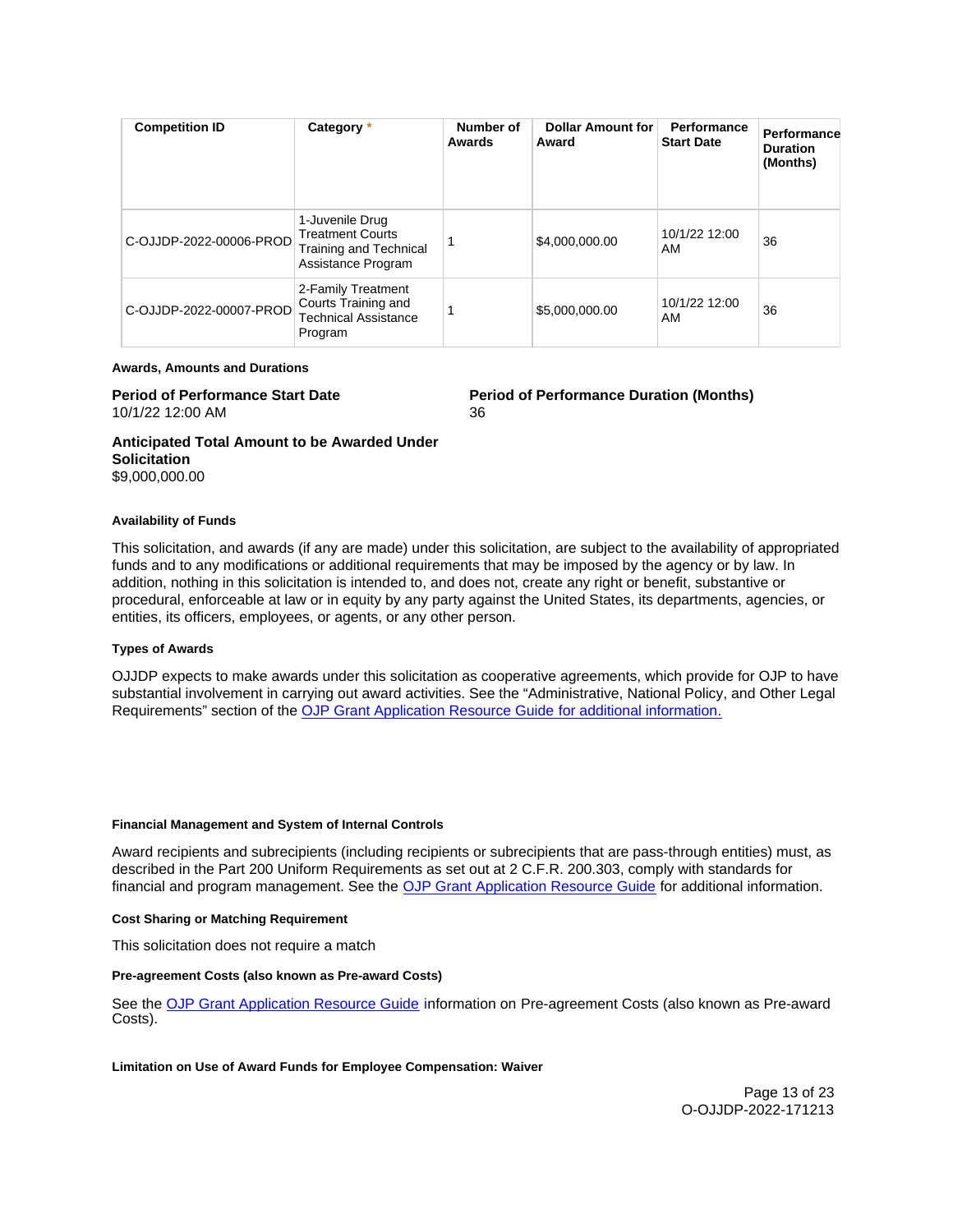| Competition ID | Category * | Number of Awards | Dollar Amount for Award | Performance Start Date | Performance Duration (Months) |
| --- | --- | --- | --- | --- | --- |
| C-OJJDP-2022-00006-PROD | 1-Juvenile Drug Treatment Courts Training and Technical Assistance Program | 1 | $4,000,000.00 | 10/1/22 12:00 AM | 36 |
| C-OJJDP-2022-00007-PROD | 2-Family Treatment Courts Training and Technical Assistance Program | 1 | $5,000,000.00 | 10/1/22 12:00 AM | 36 |

#### Awards, Amounts and Durations

**Period of Performance Start Date**
10/1/22 12:00 AM

**Period of Performance Duration (Months)**
36

**Anticipated Total Amount to be Awarded Under Solicitation**
$9,000,000.00

#### Availability of Funds

This solicitation, and awards (if any are made) under this solicitation, are subject to the availability of appropriated funds and to any modifications or additional requirements that may be imposed by the agency or by law. In addition, nothing in this solicitation is intended to, and does not, create any right or benefit, substantive or procedural, enforceable at law or in equity by any party against the United States, its departments, agencies, or entities, its officers, employees, or agents, or any other person.

#### Types of Awards

OJJDP expects to make awards under this solicitation as cooperative agreements, which provide for OJP to have substantial involvement in carrying out award activities. See the "Administrative, National Policy, and Other Legal Requirements" section of the OJP Grant Application Resource Guide for additional information.

#### Financial Management and System of Internal Controls

Award recipients and subrecipients (including recipients or subrecipients that are pass-through entities) must, as described in the Part 200 Uniform Requirements as set out at 2 C.F.R. 200.303, comply with standards for financial and program management. See the OJP Grant Application Resource Guide for additional information.

#### Cost Sharing or Matching Requirement

This solicitation does not require a match

#### Pre-agreement Costs (also known as Pre-award Costs)

See the OJP Grant Application Resource Guide information on Pre-agreement Costs (also known as Pre-award Costs).

#### Limitation on Use of Award Funds for Employee Compensation: Waiver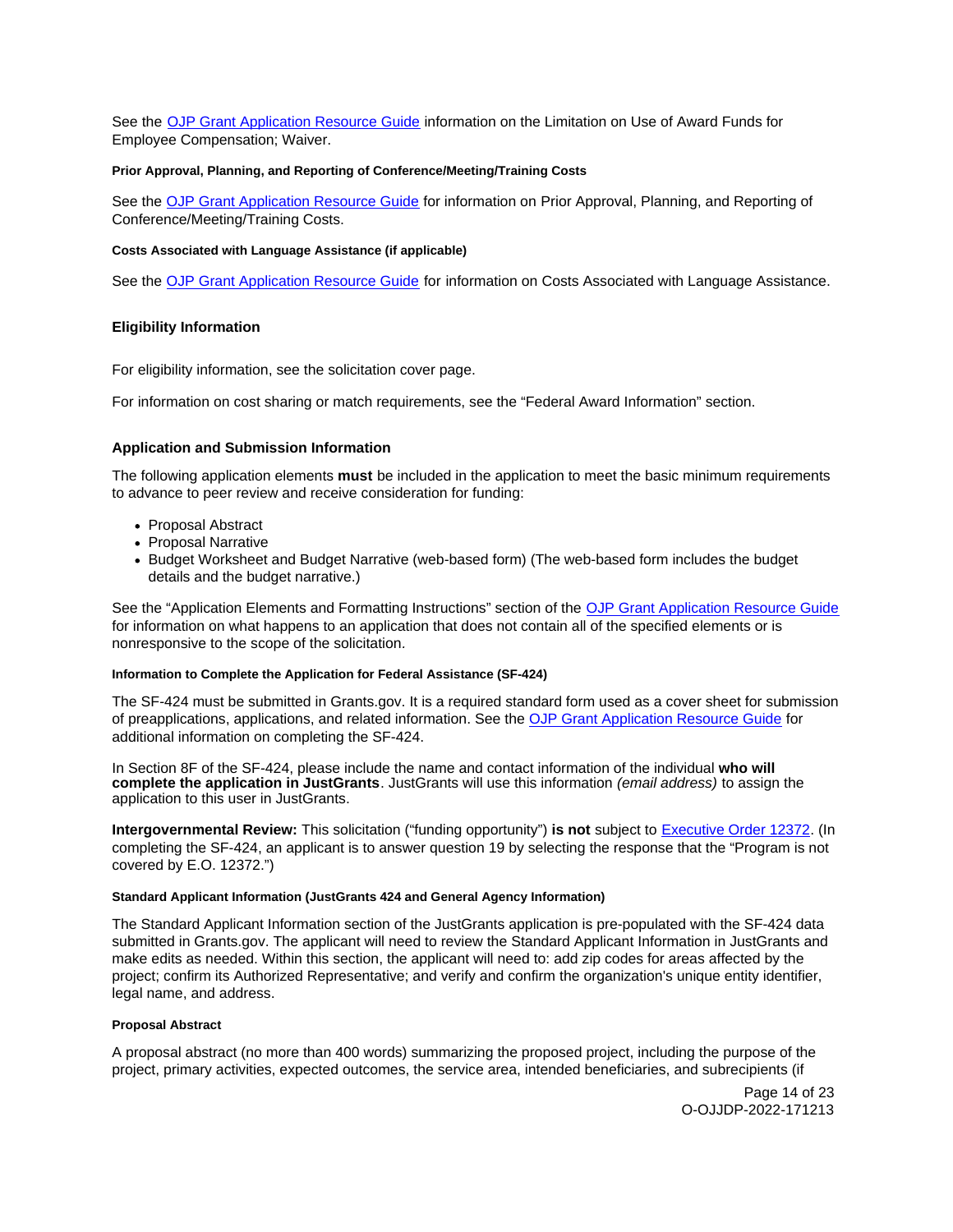See the [OJP Grant Application Resource Guide](#) information on the Limitation on Use of Award Funds for Employee Compensation; Waiver.

#### Prior Approval, Planning, and Reporting of Conference/Meeting/Training Costs

See the [OJP Grant Application Resource Guide](#) for information on Prior Approval, Planning, and Reporting of Conference/Meeting/Training Costs.

#### Costs Associated with Language Assistance (if applicable)

See the [OJP Grant Application Resource Guide](#) for information on Costs Associated with Language Assistance.

### Eligibility Information

For eligibility information, see the solicitation cover page.

For information on cost sharing or match requirements, see the "Federal Award Information" section.

### Application and Submission Information

The following application elements **must** be included in the application to meet the basic minimum requirements to advance to peer review and receive consideration for funding:

- Proposal Abstract
- Proposal Narrative
- Budget Worksheet and Budget Narrative (web-based form) (The web-based form includes the budget details and the budget narrative.)

See the "Application Elements and Formatting Instructions" section of the [OJP Grant Application Resource Guide](#) for information on what happens to an application that does not contain all of the specified elements or is nonresponsive to the scope of the solicitation.

#### Information to Complete the Application for Federal Assistance (SF-424)

The SF-424 must be submitted in Grants.gov. It is a required standard form used as a cover sheet for submission of preapplications, applications, and related information. See the [OJP Grant Application Resource Guide](#) for additional information on completing the SF-424.

In Section 8F of the SF-424, please include the name and contact information of the individual **who will complete the application in JustGrants**. JustGrants will use this information *(email address)* to assign the application to this user in JustGrants.

**Intergovernmental Review:** This solicitation ("funding opportunity") **is not** subject to [Executive Order 12372](#). (In completing the SF-424, an applicant is to answer question 19 by selecting the response that the "Program is not covered by E.O. 12372.")

#### Standard Applicant Information (JustGrants 424 and General Agency Information)

The Standard Applicant Information section of the JustGrants application is pre-populated with the SF-424 data submitted in Grants.gov. The applicant will need to review the Standard Applicant Information in JustGrants and make edits as needed. Within this section, the applicant will need to: add zip codes for areas affected by the project; confirm its Authorized Representative; and verify and confirm the organization's unique entity identifier, legal name, and address.

#### Proposal Abstract

A proposal abstract (no more than 400 words) summarizing the proposed project, including the purpose of the project, primary activities, expected outcomes, the service area, intended beneficiaries, and subrecipients (if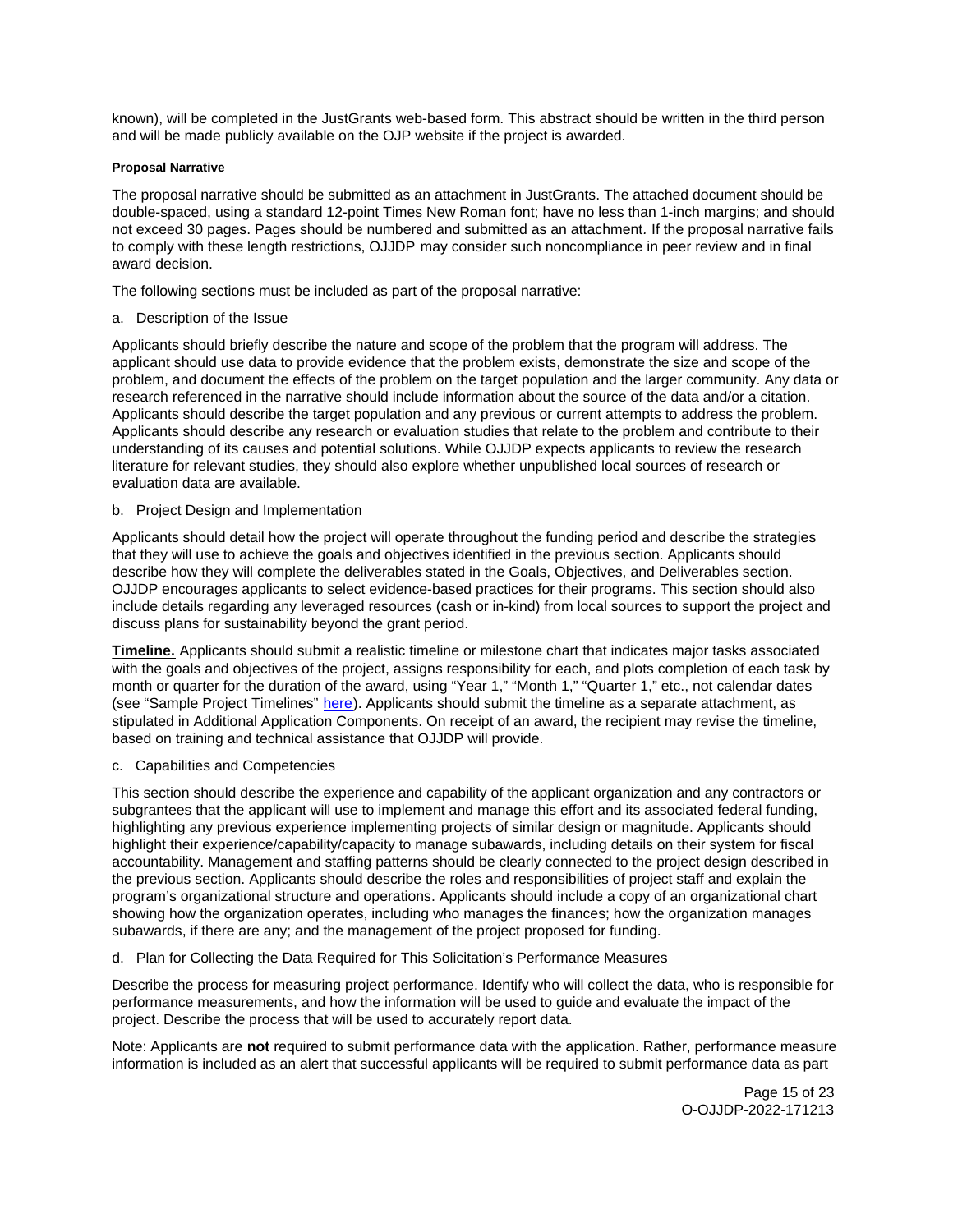known), will be completed in the JustGrants web-based form. This abstract should be written in the third person and will be made publicly available on the OJP website if the project is awarded.

#### Proposal Narrative

The proposal narrative should be submitted as an attachment in JustGrants. The attached document should be double-spaced, using a standard 12-point Times New Roman font; have no less than 1-inch margins; and should not exceed 30 pages. Pages should be numbered and submitted as an attachment. If the proposal narrative fails to comply with these length restrictions, OJJDP may consider such noncompliance in peer review and in final award decision.

The following sections must be included as part of the proposal narrative:

a. Description of the Issue

Applicants should briefly describe the nature and scope of the problem that the program will address. The applicant should use data to provide evidence that the problem exists, demonstrate the size and scope of the problem, and document the effects of the problem on the target population and the larger community. Any data or research referenced in the narrative should include information about the source of the data and/or a citation. Applicants should describe the target population and any previous or current attempts to address the problem. Applicants should describe any research or evaluation studies that relate to the problem and contribute to their understanding of its causes and potential solutions. While OJJDP expects applicants to review the research literature for relevant studies, they should also explore whether unpublished local sources of research or evaluation data are available.

b. Project Design and Implementation

Applicants should detail how the project will operate throughout the funding period and describe the strategies that they will use to achieve the goals and objectives identified in the previous section. Applicants should describe how they will complete the deliverables stated in the Goals, Objectives, and Deliverables section. OJJDP encourages applicants to select evidence-based practices for their programs. This section should also include details regarding any leveraged resources (cash or in-kind) from local sources to support the project and discuss plans for sustainability beyond the grant period.

**Timeline.** Applicants should submit a realistic timeline or milestone chart that indicates major tasks associated with the goals and objectives of the project, assigns responsibility for each, and plots completion of each task by month or quarter for the duration of the award, using "Year 1," "Month 1," "Quarter 1," etc., not calendar dates (see "Sample Project Timelines" here). Applicants should submit the timeline as a separate attachment, as stipulated in Additional Application Components. On receipt of an award, the recipient may revise the timeline, based on training and technical assistance that OJJDP will provide.

c. Capabilities and Competencies

This section should describe the experience and capability of the applicant organization and any contractors or subgrantees that the applicant will use to implement and manage this effort and its associated federal funding, highlighting any previous experience implementing projects of similar design or magnitude. Applicants should highlight their experience/capability/capacity to manage subawards, including details on their system for fiscal accountability. Management and staffing patterns should be clearly connected to the project design described in the previous section. Applicants should describe the roles and responsibilities of project staff and explain the program's organizational structure and operations. Applicants should include a copy of an organizational chart showing how the organization operates, including who manages the finances; how the organization manages subawards, if there are any; and the management of the project proposed for funding.

d. Plan for Collecting the Data Required for This Solicitation's Performance Measures

Describe the process for measuring project performance. Identify who will collect the data, who is responsible for performance measurements, and how the information will be used to guide and evaluate the impact of the project. Describe the process that will be used to accurately report data.

Note: Applicants are **not** required to submit performance data with the application. Rather, performance measure information is included as an alert that successful applicants will be required to submit performance data as part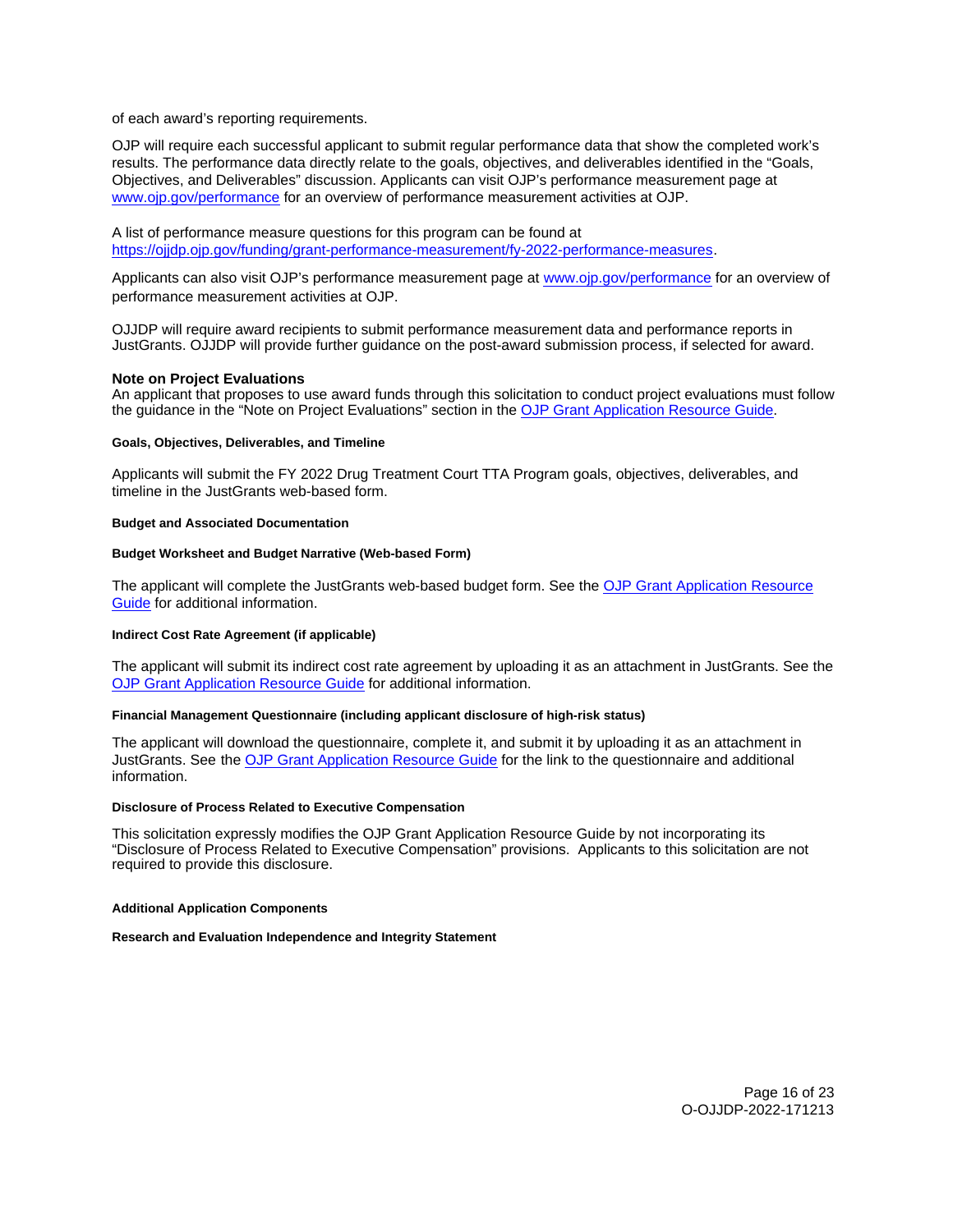of each award's reporting requirements.

OJP will require each successful applicant to submit regular performance data that show the completed work's results. The performance data directly relate to the goals, objectives, and deliverables identified in the "Goals, Objectives, and Deliverables" discussion. Applicants can visit OJP's performance measurement page at [www.ojp.gov/performance](www.ojp.gov/performance) for an overview of performance measurement activities at OJP.

A list of performance measure questions for this program can be found at [https://ojjdp.ojp.gov/funding/grant-performance-measurement/fy-2022-performance-measures](https://ojjdp.ojp.gov/funding/grant-performance-measurement/fy-2022-performance-measures).

Applicants can also visit OJP's performance measurement page at [www.ojp.gov/performance](www.ojp.gov/performance) for an overview of performance measurement activities at OJP.

OJJDP will require award recipients to submit performance measurement data and performance reports in JustGrants. OJJDP will provide further guidance on the post-award submission process, if selected for award.

**Note on Project Evaluations**

An applicant that proposes to use award funds through this solicitation to conduct project evaluations must follow the guidance in the "Note on Project Evaluations" section in the OJP Grant Application Resource Guide.

#### Goals, Objectives, Deliverables, and Timeline

Applicants will submit the FY 2022 Drug Treatment Court TTA Program goals, objectives, deliverables, and timeline in the JustGrants web-based form.

#### Budget and Associated Documentation

#### Budget Worksheet and Budget Narrative (Web-based Form)

The applicant will complete the JustGrants web-based budget form. See the OJP Grant Application Resource Guide for additional information.

#### Indirect Cost Rate Agreement (if applicable)

The applicant will submit its indirect cost rate agreement by uploading it as an attachment in JustGrants. See the OJP Grant Application Resource Guide for additional information.

#### Financial Management Questionnaire (including applicant disclosure of high-risk status)

The applicant will download the questionnaire, complete it, and submit it by uploading it as an attachment in JustGrants. See the OJP Grant Application Resource Guide for the link to the questionnaire and additional information.

#### Disclosure of Process Related to Executive Compensation

This solicitation expressly modifies the OJP Grant Application Resource Guide by not incorporating its "Disclosure of Process Related to Executive Compensation" provisions. Applicants to this solicitation are not required to provide this disclosure.

#### Additional Application Components

#### Research and Evaluation Independence and Integrity Statement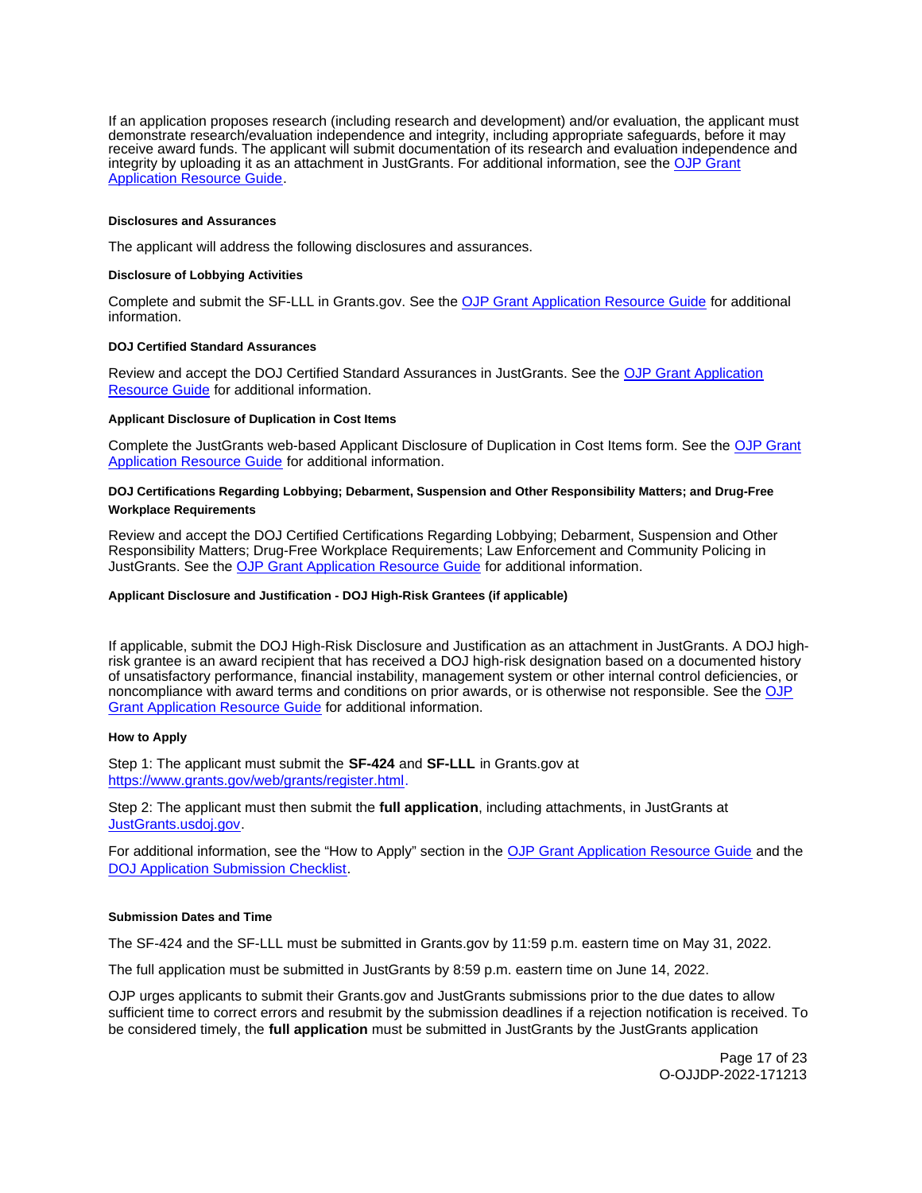If an application proposes research (including research and development) and/or evaluation, the applicant must demonstrate research/evaluation independence and integrity, including appropriate safeguards, before it may receive award funds. The applicant will submit documentation of its research and evaluation independence and integrity by uploading it as an attachment in JustGrants. For additional information, see the [OJP Grant Application Resource Guide](https://www.ojp.gov/funding/apply/ojp-grant-application-resource-guide).

#### Disclosures and Assurances

The applicant will address the following disclosures and assurances.

#### Disclosure of Lobbying Activities

Complete and submit the SF-LLL in Grants.gov. See the [OJP Grant Application Resource Guide](https://www.ojp.gov/funding/apply/ojp-grant-application-resource-guide) for additional information.

#### DOJ Certified Standard Assurances

Review and accept the DOJ Certified Standard Assurances in JustGrants. See the [OJP Grant Application Resource Guide](https://www.ojp.gov/funding/apply/ojp-grant-application-resource-guide) for additional information.

#### Applicant Disclosure of Duplication in Cost Items

Complete the JustGrants web-based Applicant Disclosure of Duplication in Cost Items form. See the [OJP Grant Application Resource Guide](https://www.ojp.gov/funding/apply/ojp-grant-application-resource-guide) for additional information.

#### DOJ Certifications Regarding Lobbying; Debarment, Suspension and Other Responsibility Matters; and Drug-Free Workplace Requirements

Review and accept the DOJ Certified Certifications Regarding Lobbying; Debarment, Suspension and Other Responsibility Matters; Drug-Free Workplace Requirements; Law Enforcement and Community Policing in JustGrants. See the [OJP Grant Application Resource Guide](https://www.ojp.gov/funding/apply/ojp-grant-application-resource-guide) for additional information.

#### Applicant Disclosure and Justification - DOJ High-Risk Grantees (if applicable)

If applicable, submit the DOJ High-Risk Disclosure and Justification as an attachment in JustGrants. A DOJ high-risk grantee is an award recipient that has received a DOJ high-risk designation based on a documented history of unsatisfactory performance, financial instability, management system or other internal control deficiencies, or noncompliance with award terms and conditions on prior awards, or is otherwise not responsible. See the [OJP Grant Application Resource Guide](https://www.ojp.gov/funding/apply/ojp-grant-application-resource-guide) for additional information.

#### How to Apply

Step 1: The applicant must submit the **SF-424** and **SF-LLL** in Grants.gov at [https://www.grants.gov/web/grants/register.html](https://www.grants.gov/web/grants/register.html).

Step 2: The applicant must then submit the **full application**, including attachments, in JustGrants at [JustGrants.usdoj.gov](https://justgrants.usdoj.gov).

For additional information, see the "How to Apply" section in the [OJP Grant Application Resource Guide](https://www.ojp.gov/funding/apply/ojp-grant-application-resource-guide) and the [DOJ Application Submission Checklist](https://justicegrants.usdoj.gov/sites/g/files/xyckuh296/files/media/document/appln-submission-checklist.pdf).

#### Submission Dates and Time

The SF-424 and the SF-LLL must be submitted in Grants.gov by 11:59 p.m. eastern time on May 31, 2022.

The full application must be submitted in JustGrants by 8:59 p.m. eastern time on June 14, 2022.

OJP urges applicants to submit their Grants.gov and JustGrants submissions prior to the due dates to allow sufficient time to correct errors and resubmit by the submission deadlines if a rejection notification is received. To be considered timely, the **full application** must be submitted in JustGrants by the JustGrants application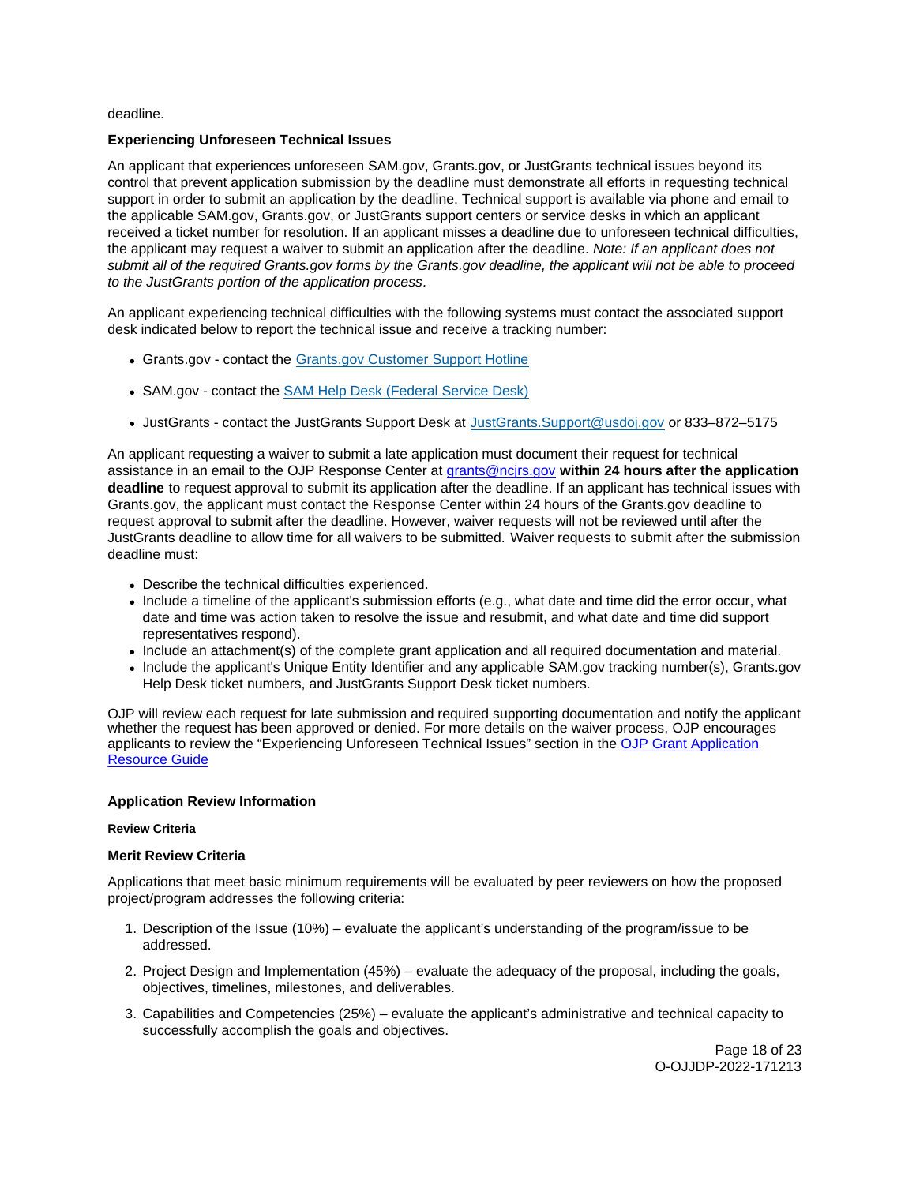deadline.

### Experiencing Unforeseen Technical Issues

An applicant that experiences unforeseen SAM.gov, Grants.gov, or JustGrants technical issues beyond its control that prevent application submission by the deadline must demonstrate all efforts in requesting technical support in order to submit an application by the deadline. Technical support is available via phone and email to the applicable SAM.gov, Grants.gov, or JustGrants support centers or service desks in which an applicant received a ticket number for resolution. If an applicant misses a deadline due to unforeseen technical difficulties, the applicant may request a waiver to submit an application after the deadline. *Note: If an applicant does not submit all of the required Grants.gov forms by the Grants.gov deadline, the applicant will not be able to proceed to the JustGrants portion of the application process*.

An applicant experiencing technical difficulties with the following systems must contact the associated support desk indicated below to report the technical issue and receive a tracking number:

- Grants.gov - contact the [Grants.gov Customer Support Hotline]
- SAM.gov - contact the [SAM Help Desk (Federal Service Desk)]
- JustGrants - contact the JustGrants Support Desk at JustGrants.Support@usdoj.gov or 833–872–5175

An applicant requesting a waiver to submit a late application must document their request for technical assistance in an email to the OJP Response Center at grants@ncjrs.gov **within 24 hours after the application deadline** to request approval to submit its application after the deadline. If an applicant has technical issues with Grants.gov, the applicant must contact the Response Center within 24 hours of the Grants.gov deadline to request approval to submit after the deadline. However, waiver requests will not be reviewed until after the JustGrants deadline to allow time for all waivers to be submitted. Waiver requests to submit after the submission deadline must:

- Describe the technical difficulties experienced.
- Include a timeline of the applicant's submission efforts (e.g., what date and time did the error occur, what date and time was action taken to resolve the issue and resubmit, and what date and time did support representatives respond).
- Include an attachment(s) of the complete grant application and all required documentation and material.
- Include the applicant's Unique Entity Identifier and any applicable SAM.gov tracking number(s), Grants.gov Help Desk ticket numbers, and JustGrants Support Desk ticket numbers.

OJP will review each request for late submission and required supporting documentation and notify the applicant whether the request has been approved or denied. For more details on the waiver process, OJP encourages applicants to review the "Experiencing Unforeseen Technical Issues" section in the [OJP Grant Application Resource Guide]

## Application Review Information

#### Review Criteria

### Merit Review Criteria

Applications that meet basic minimum requirements will be evaluated by peer reviewers on how the proposed project/program addresses the following criteria:

1. Description of the Issue (10%) – evaluate the applicant's understanding of the program/issue to be addressed.
2. Project Design and Implementation (45%) – evaluate the adequacy of the proposal, including the goals, objectives, timelines, milestones, and deliverables.
3. Capabilities and Competencies (25%) – evaluate the applicant's administrative and technical capacity to successfully accomplish the goals and objectives.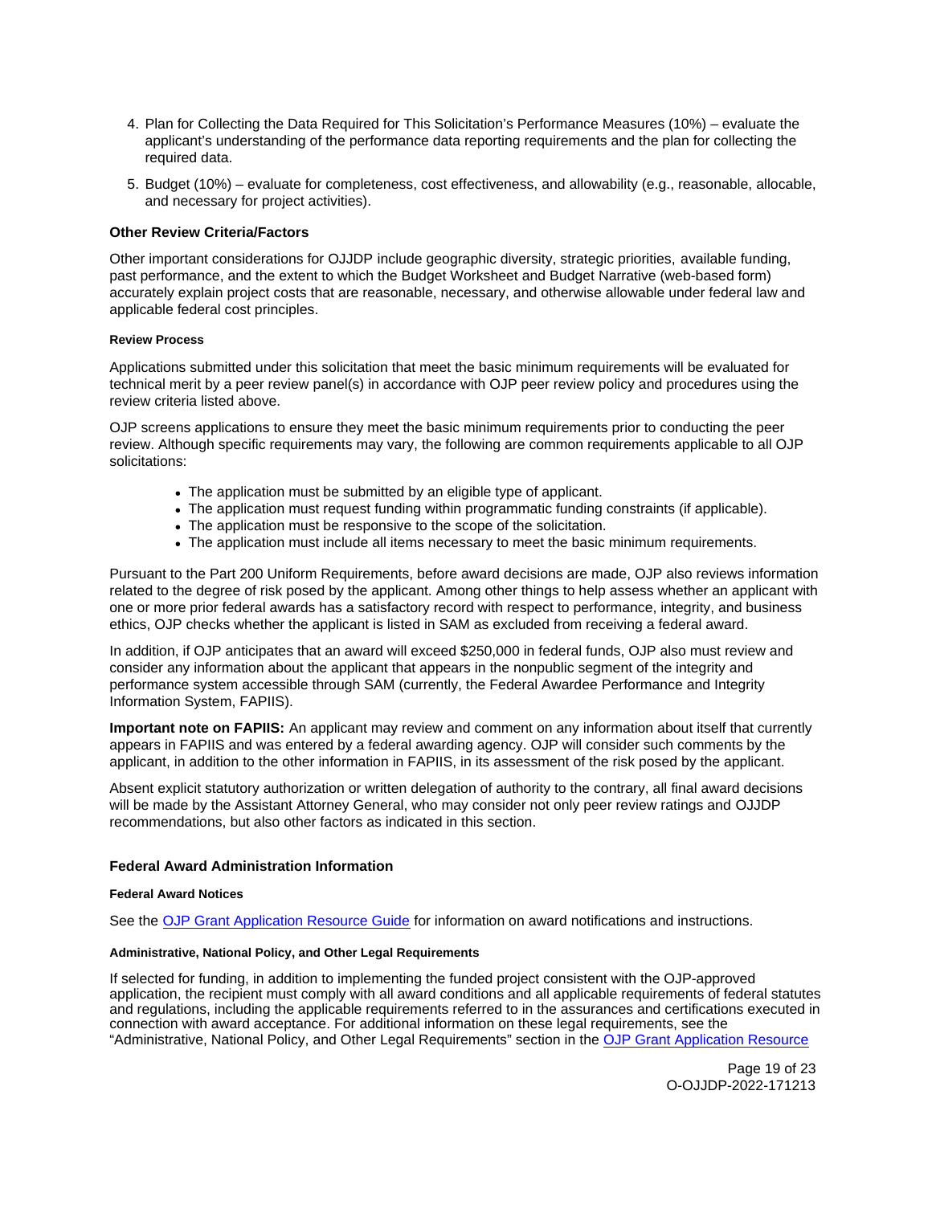4. Plan for Collecting the Data Required for This Solicitation's Performance Measures (10%) – evaluate the applicant's understanding of the performance data reporting requirements and the plan for collecting the required data.
5. Budget (10%) – evaluate for completeness, cost effectiveness, and allowability (e.g., reasonable, allocable, and necessary for project activities).

### Other Review Criteria/Factors

Other important considerations for OJJDP include geographic diversity, strategic priorities, available funding, past performance, and the extent to which the Budget Worksheet and Budget Narrative (web-based form) accurately explain project costs that are reasonable, necessary, and otherwise allowable under federal law and applicable federal cost principles.

#### Review Process

Applications submitted under this solicitation that meet the basic minimum requirements will be evaluated for technical merit by a peer review panel(s) in accordance with OJP peer review policy and procedures using the review criteria listed above.

OJP screens applications to ensure they meet the basic minimum requirements prior to conducting the peer review. Although specific requirements may vary, the following are common requirements applicable to all OJP solicitations:

- The application must be submitted by an eligible type of applicant.
- The application must request funding within programmatic funding constraints (if applicable).
- The application must be responsive to the scope of the solicitation.
- The application must include all items necessary to meet the basic minimum requirements.

Pursuant to the Part 200 Uniform Requirements, before award decisions are made, OJP also reviews information related to the degree of risk posed by the applicant. Among other things to help assess whether an applicant with one or more prior federal awards has a satisfactory record with respect to performance, integrity, and business ethics, OJP checks whether the applicant is listed in SAM as excluded from receiving a federal award.

In addition, if OJP anticipates that an award will exceed $250,000 in federal funds, OJP also must review and consider any information about the applicant that appears in the nonpublic segment of the integrity and performance system accessible through SAM (currently, the Federal Awardee Performance and Integrity Information System, FAPIIS).

**Important note on FAPIIS:** An applicant may review and comment on any information about itself that currently appears in FAPIIS and was entered by a federal awarding agency. OJP will consider such comments by the applicant, in addition to the other information in FAPIIS, in its assessment of the risk posed by the applicant.

Absent explicit statutory authorization or written delegation of authority to the contrary, all final award decisions will be made by the Assistant Attorney General, who may consider not only peer review ratings and OJJDP recommendations, but also other factors as indicated in this section.

### Federal Award Administration Information

#### Federal Award Notices

See the [OJP Grant Application Resource Guide](https://www.ojp.gov/funding/apply/ojp-grant-application-resource-guide) for information on award notifications and instructions.

#### Administrative, National Policy, and Other Legal Requirements

If selected for funding, in addition to implementing the funded project consistent with the OJP-approved application, the recipient must comply with all award conditions and all applicable requirements of federal statutes and regulations, including the applicable requirements referred to in the assurances and certifications executed in connection with award acceptance. For additional information on these legal requirements, see the "Administrative, National Policy, and Other Legal Requirements" section in the [OJP Grant Application Resource](https://www.ojp.gov/funding/apply/ojp-grant-application-resource-guide)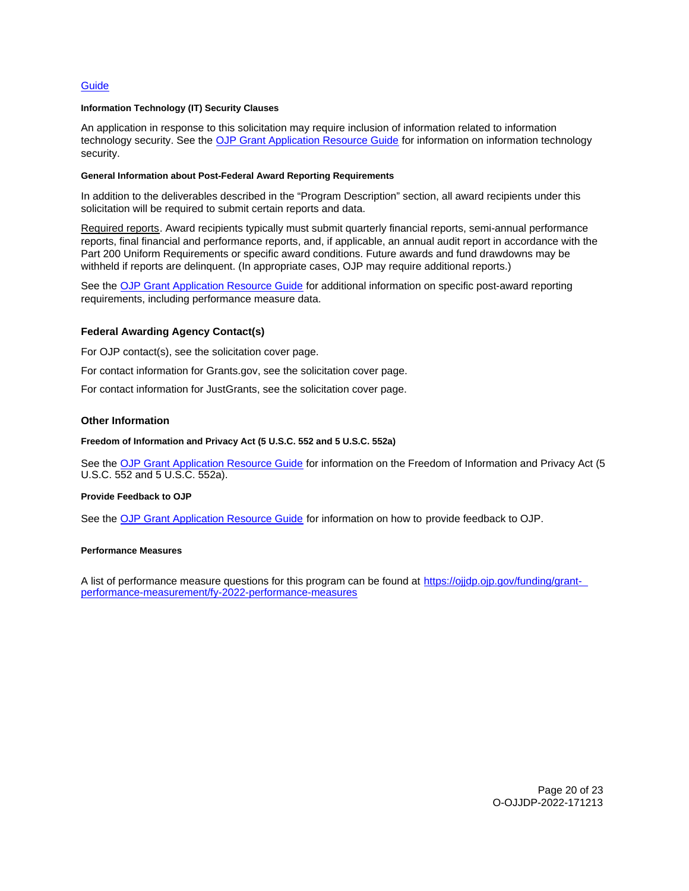[Guide](#)

#### Information Technology (IT) Security Clauses

An application in response to this solicitation may require inclusion of information related to information technology security. See the [OJP Grant Application Resource Guide](#) for information on information technology security.

#### General Information about Post-Federal Award Reporting Requirements

In addition to the deliverables described in the "Program Description" section, all award recipients under this solicitation will be required to submit certain reports and data.

Required reports. Award recipients typically must submit quarterly financial reports, semi-annual performance reports, final financial and performance reports, and, if applicable, an annual audit report in accordance with the Part 200 Uniform Requirements or specific award conditions. Future awards and fund drawdowns may be withheld if reports are delinquent. (In appropriate cases, OJP may require additional reports.)

See the [OJP Grant Application Resource Guide](#) for additional information on specific post-award reporting requirements, including performance measure data.

### Federal Awarding Agency Contact(s)

For OJP contact(s), see the solicitation cover page.

For contact information for Grants.gov, see the solicitation cover page.

For contact information for JustGrants, see the solicitation cover page.

### Other Information

#### Freedom of Information and Privacy Act (5 U.S.C. 552 and 5 U.S.C. 552a)

See the [OJP Grant Application Resource Guide](#) for information on the Freedom of Information and Privacy Act (5 U.S.C. 552 and 5 U.S.C. 552a).

#### Provide Feedback to OJP

See the [OJP Grant Application Resource Guide](#) for information on how to provide feedback to OJP.

#### Performance Measures

A list of performance measure questions for this program can be found at [https://ojjdp.ojp.gov/funding/grant-performance-measurement/fy-2022-performance-measures](https://ojjdp.ojp.gov/funding/grant-performance-measurement/fy-2022-performance-measures)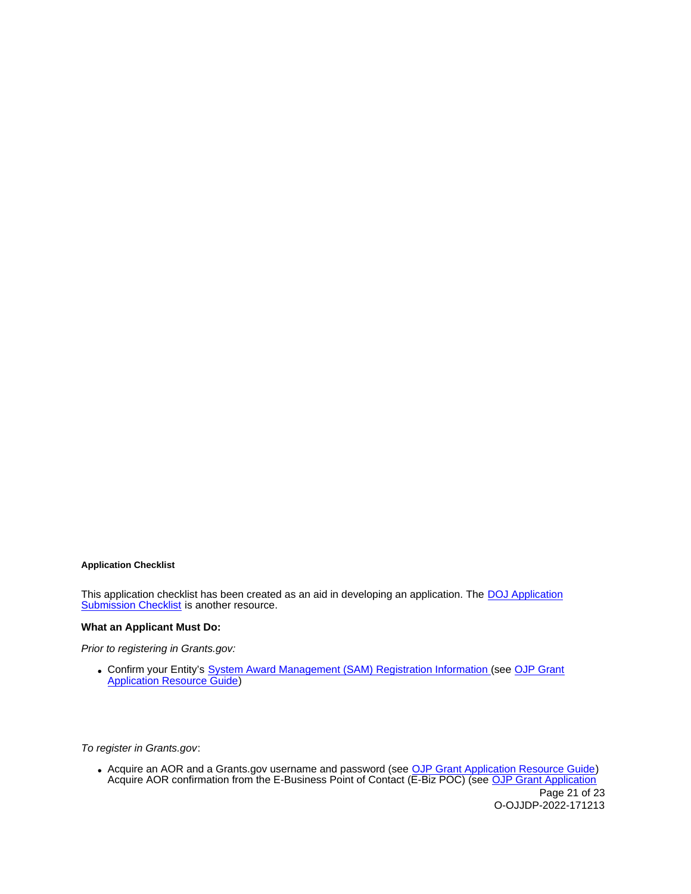#### Application Checklist

This application checklist has been created as an aid in developing an application. The DOJ Application Submission Checklist is another resource.

**What an Applicant Must Do:**

*Prior to registering in Grants.gov:*

- Confirm your Entity's System Award Management (SAM) Registration Information (see OJP Grant Application Resource Guide)

*To register in Grants.gov*:

- Acquire an AOR and a Grants.gov username and password (see OJP Grant Application Resource Guide) Acquire AOR confirmation from the E-Business Point of Contact (E-Biz POC) (see OJP Grant Application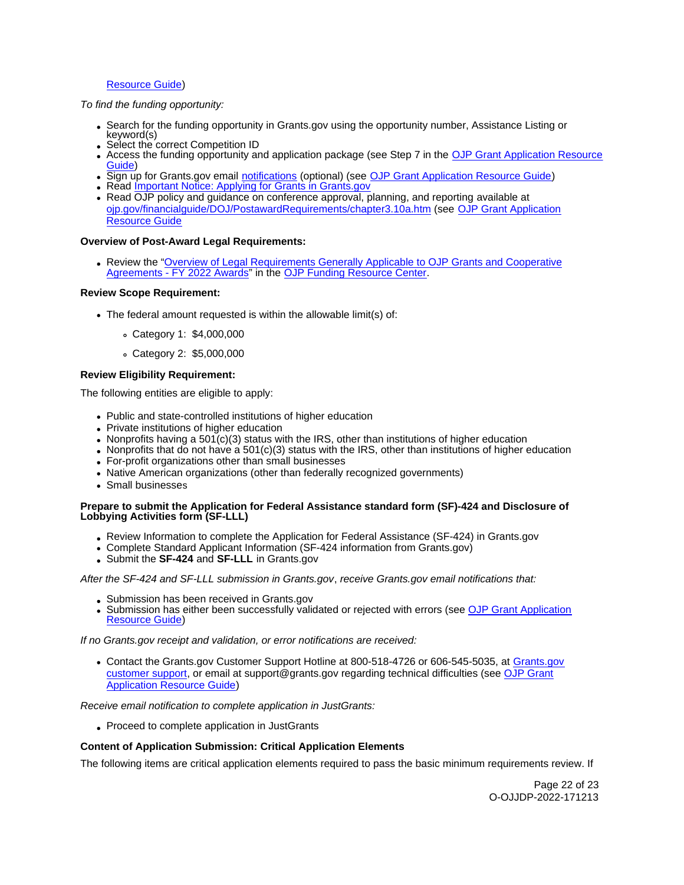Resource Guide)

*To find the funding opportunity:*

- Search for the funding opportunity in Grants.gov using the opportunity number, Assistance Listing or keyword(s)
- Select the correct Competition ID
- Access the funding opportunity and application package (see Step 7 in the OJP Grant Application Resource Guide)
- Sign up for Grants.gov email notifications (optional) (see OJP Grant Application Resource Guide)
- Read Important Notice: Applying for Grants in Grants.gov
- Read OJP policy and guidance on conference approval, planning, and reporting available at ojp.gov/financialguide/DOJ/PostawardRequirements/chapter3.10a.htm (see OJP Grant Application Resource Guide

**Overview of Post-Award Legal Requirements:**

- Review the "Overview of Legal Requirements Generally Applicable to OJP Grants and Cooperative Agreements - FY 2022 Awards" in the OJP Funding Resource Center.

**Review Scope Requirement:**

- The federal amount requested is within the allowable limit(s) of:
  - Category 1: $4,000,000
  - Category 2: $5,000,000

**Review Eligibility Requirement:**

The following entities are eligible to apply:

- Public and state-controlled institutions of higher education
- Private institutions of higher education
- Nonprofits having a 501(c)(3) status with the IRS, other than institutions of higher education
- Nonprofits that do not have a 501(c)(3) status with the IRS, other than institutions of higher education
- For-profit organizations other than small businesses
- Native American organizations (other than federally recognized governments)
- Small businesses

**Prepare to submit the Application for Federal Assistance standard form (SF)-424 and Disclosure of Lobbying Activities form (SF-LLL)**

- Review Information to complete the Application for Federal Assistance (SF-424) in Grants.gov
- Complete Standard Applicant Information (SF-424 information from Grants.gov)
- Submit the **SF-424** and **SF-LLL** in Grants.gov

*After the SF-424 and SF-LLL submission in Grants.gov, receive Grants.gov email notifications that:*

- Submission has been received in Grants.gov
- Submission has either been successfully validated or rejected with errors (see OJP Grant Application Resource Guide)

*If no Grants.gov receipt and validation, or error notifications are received:*

- Contact the Grants.gov Customer Support Hotline at 800-518-4726 or 606-545-5035, at Grants.gov customer support, or email at support@grants.gov regarding technical difficulties (see OJP Grant Application Resource Guide)

*Receive email notification to complete application in JustGrants:*

- Proceed to complete application in JustGrants

**Content of Application Submission: Critical Application Elements**

The following items are critical application elements required to pass the basic minimum requirements review. If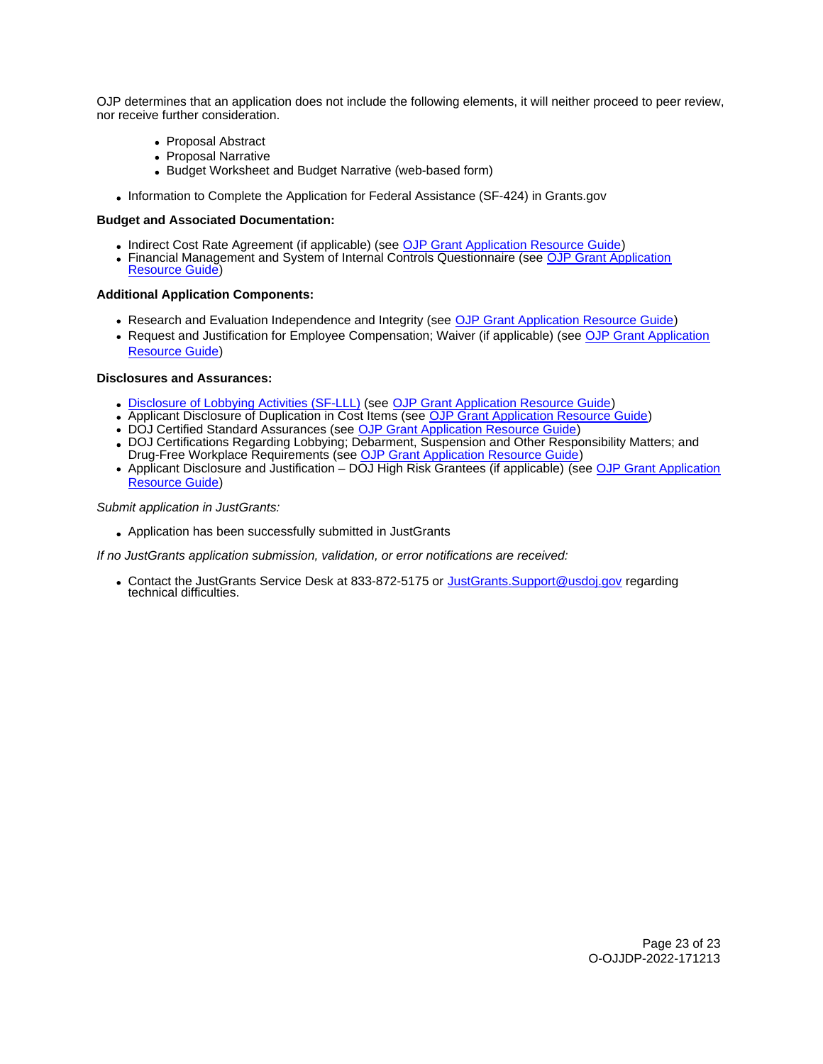OJP determines that an application does not include the following elements, it will neither proceed to peer review, nor receive further consideration.

- Proposal Abstract
- Proposal Narrative
- Budget Worksheet and Budget Narrative (web-based form)

- Information to Complete the Application for Federal Assistance (SF-424) in Grants.gov

**Budget and Associated Documentation:**

- Indirect Cost Rate Agreement (if applicable) (see OJP Grant Application Resource Guide)
- Financial Management and System of Internal Controls Questionnaire (see OJP Grant Application Resource Guide)

**Additional Application Components:**

- Research and Evaluation Independence and Integrity (see OJP Grant Application Resource Guide)
- Request and Justification for Employee Compensation; Waiver (if applicable) (see OJP Grant Application Resource Guide)

**Disclosures and Assurances:**

- Disclosure of Lobbying Activities (SF-LLL) (see OJP Grant Application Resource Guide)
- Applicant Disclosure of Duplication in Cost Items (see OJP Grant Application Resource Guide)
- DOJ Certified Standard Assurances (see OJP Grant Application Resource Guide)
- DOJ Certifications Regarding Lobbying; Debarment, Suspension and Other Responsibility Matters; and Drug-Free Workplace Requirements (see OJP Grant Application Resource Guide)
- Applicant Disclosure and Justification – DOJ High Risk Grantees (if applicable) (see OJP Grant Application Resource Guide)

*Submit application in JustGrants:*

- Application has been successfully submitted in JustGrants

*If no JustGrants application submission, validation, or error notifications are received:*

- Contact the JustGrants Service Desk at 833-872-5175 or JustGrants.Support@usdoj.gov regarding technical difficulties.